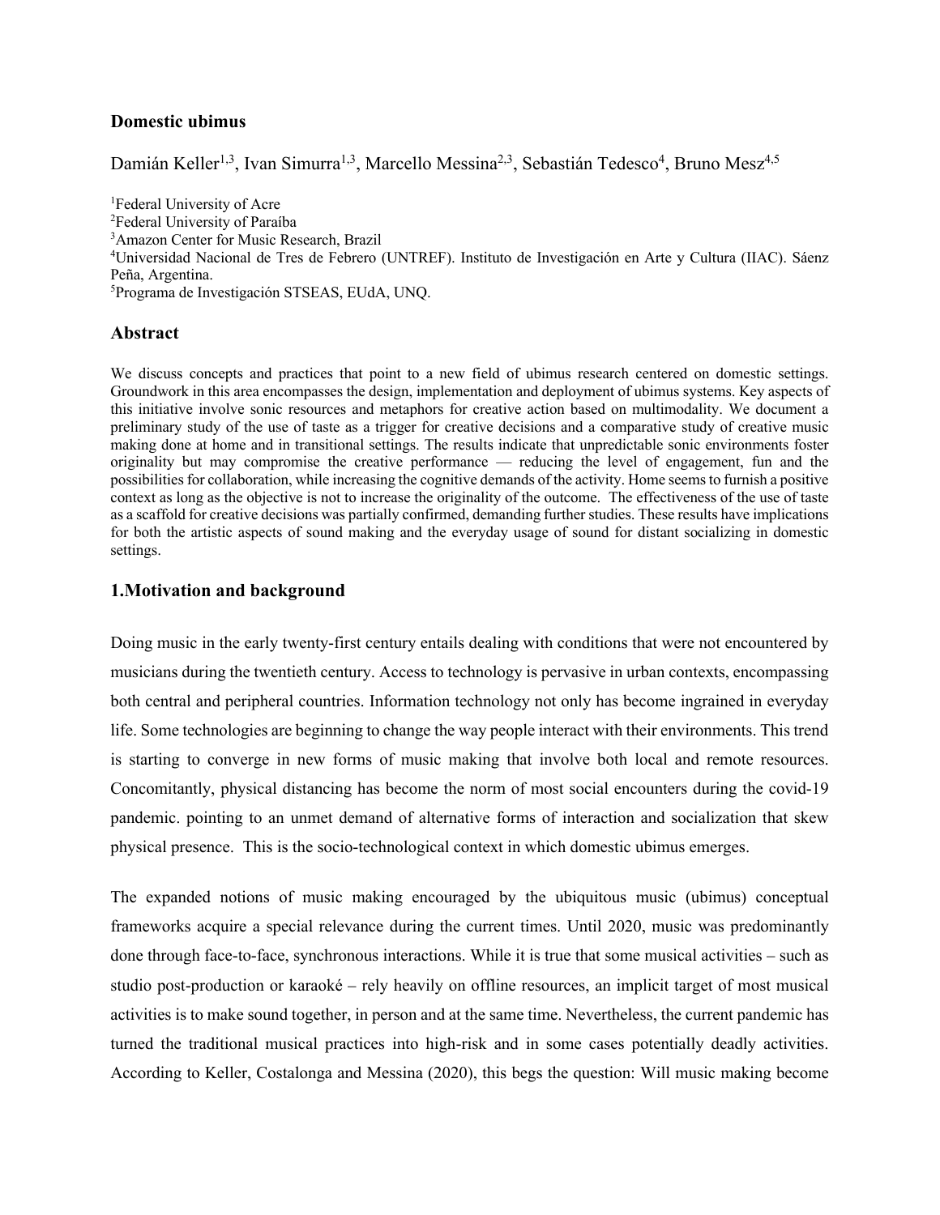# Domestic ubimus

Damián Keller[1,3], Ivan Simurra[1,3], Marcello Messina[2,3], Sebastián Tedesco[4], Bruno Mesz[4,5]

[1]Federal University of Acre
[2]Federal University of Paraíba
[3]Amazon Center for Music Research, Brazil
[4]Universidad Nacional de Tres de Febrero (UNTREF). Instituto de Investigación en Arte y Cultura (IIAC). Sáenz Peña, Argentina.
[5]Programa de Investigación STSEAS, EUdA, UNQ.

## Abstract

We discuss concepts and practices that point to a new field of ubimus research centered on domestic settings. Groundwork in this area encompasses the design, implementation and deployment of ubimus systems. Key aspects of this initiative involve sonic resources and metaphors for creative action based on multimodality. We document a preliminary study of the use of taste as a trigger for creative decisions and a comparative study of creative music making done at home and in transitional settings. The results indicate that unpredictable sonic environments foster originality but may compromise the creative performance — reducing the level of engagement, fun and the possibilities for collaboration, while increasing the cognitive demands of the activity. Home seems to furnish a positive context as long as the objective is not to increase the originality of the outcome. The effectiveness of the use of taste as a scaffold for creative decisions was partially confirmed, demanding further studies. These results have implications for both the artistic aspects of sound making and the everyday usage of sound for distant socializing in domestic settings.

## 1.Motivation and background

Doing music in the early twenty-first century entails dealing with conditions that were not encountered by musicians during the twentieth century. Access to technology is pervasive in urban contexts, encompassing both central and peripheral countries. Information technology not only has become ingrained in everyday life. Some technologies are beginning to change the way people interact with their environments. This trend is starting to converge in new forms of music making that involve both local and remote resources. Concomitantly, physical distancing has become the norm of most social encounters during the covid-19 pandemic. pointing to an unmet demand of alternative forms of interaction and socialization that skew physical presence. This is the socio-technological context in which domestic ubimus emerges.

The expanded notions of music making encouraged by the ubiquitous music (ubimus) conceptual frameworks acquire a special relevance during the current times. Until 2020, music was predominantly done through face-to-face, synchronous interactions. While it is true that some musical activities – such as studio post-production or karaoké – rely heavily on offline resources, an implicit target of most musical activities is to make sound together, in person and at the same time. Nevertheless, the current pandemic has turned the traditional musical practices into high-risk and in some cases potentially deadly activities. According to Keller, Costalonga and Messina (2020), this begs the question: Will music making become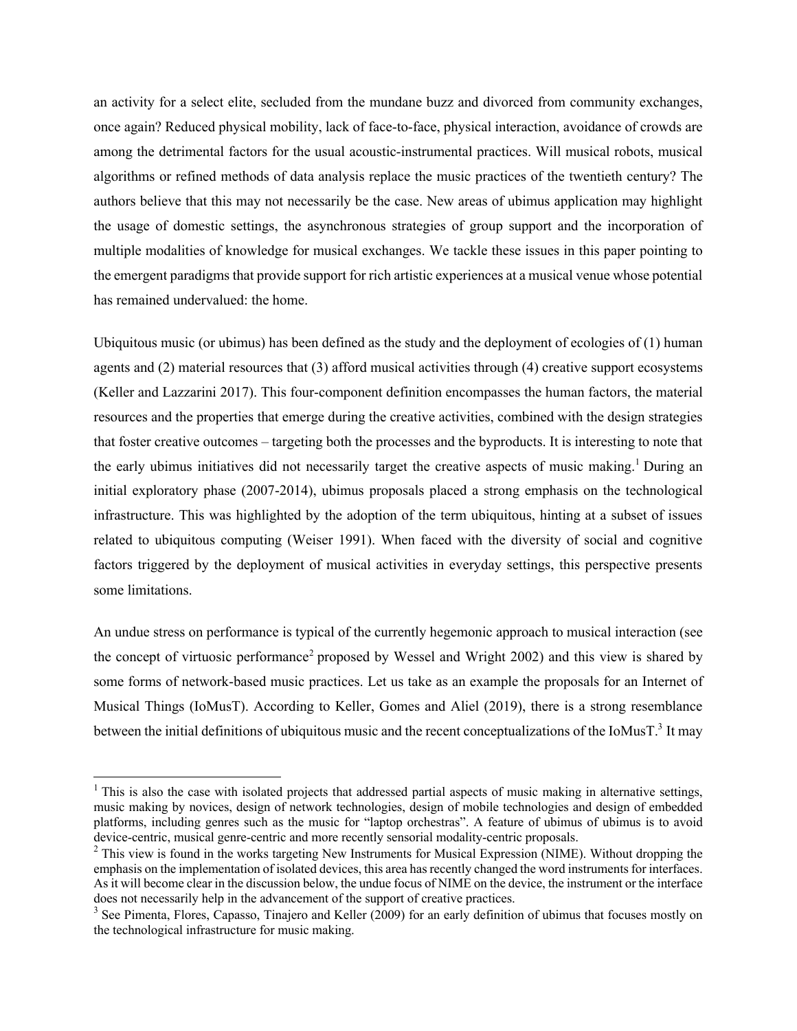an activity for a select elite, secluded from the mundane buzz and divorced from community exchanges, once again? Reduced physical mobility, lack of face-to-face, physical interaction, avoidance of crowds are among the detrimental factors for the usual acoustic-instrumental practices. Will musical robots, musical algorithms or refined methods of data analysis replace the music practices of the twentieth century? The authors believe that this may not necessarily be the case. New areas of ubimus application may highlight the usage of domestic settings, the asynchronous strategies of group support and the incorporation of multiple modalities of knowledge for musical exchanges. We tackle these issues in this paper pointing to the emergent paradigms that provide support for rich artistic experiences at a musical venue whose potential has remained undervalued: the home.

Ubiquitous music (or ubimus) has been defined as the study and the deployment of ecologies of (1) human agents and (2) material resources that (3) afford musical activities through (4) creative support ecosystems (Keller and Lazzarini 2017). This four-component definition encompasses the human factors, the material resources and the properties that emerge during the creative activities, combined with the design strategies that foster creative outcomes – targeting both the processes and the byproducts. It is interesting to note that the early ubimus initiatives did not necessarily target the creative aspects of music making.[1] During an initial exploratory phase (2007-2014), ubimus proposals placed a strong emphasis on the technological infrastructure. This was highlighted by the adoption of the term ubiquitous, hinting at a subset of issues related to ubiquitous computing (Weiser 1991). When faced with the diversity of social and cognitive factors triggered by the deployment of musical activities in everyday settings, this perspective presents some limitations.

An undue stress on performance is typical of the currently hegemonic approach to musical interaction (see the concept of virtuosic performance[2] proposed by Wessel and Wright 2002) and this view is shared by some forms of network-based music practices. Let us take as an example the proposals for an Internet of Musical Things (IoMusT). According to Keller, Gomes and Aliel (2019), there is a strong resemblance between the initial definitions of ubiquitous music and the recent conceptualizations of the IoMusT.[3] It may

[1] This is also the case with isolated projects that addressed partial aspects of music making in alternative settings, music making by novices, design of network technologies, design of mobile technologies and design of embedded platforms, including genres such as the music for "laptop orchestras". A feature of ubimus of ubimus is to avoid device-centric, musical genre-centric and more recently sensorial modality-centric proposals.

[2] This view is found in the works targeting New Instruments for Musical Expression (NIME). Without dropping the emphasis on the implementation of isolated devices, this area has recently changed the word instruments for interfaces. As it will become clear in the discussion below, the undue focus of NIME on the device, the instrument or the interface does not necessarily help in the advancement of the support of creative practices.

[3] See Pimenta, Flores, Capasso, Tinajero and Keller (2009) for an early definition of ubimus that focuses mostly on the technological infrastructure for music making.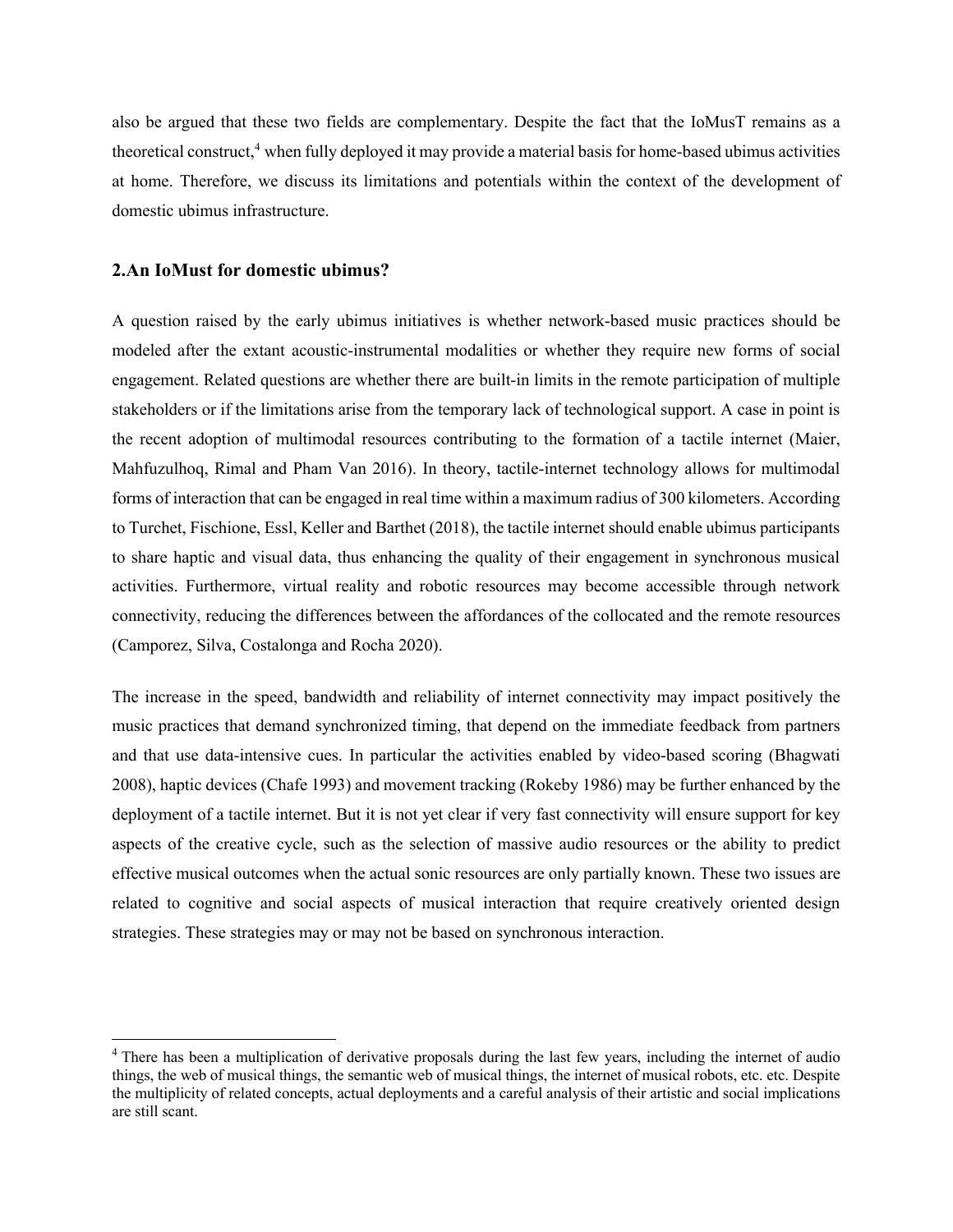also be argued that these two fields are complementary. Despite the fact that the IoMusT remains as a theoretical construct,[4] when fully deployed it may provide a material basis for home-based ubimus activities at home. Therefore, we discuss its limitations and potentials within the context of the development of domestic ubimus infrastructure.

## 2.An IoMust for domestic ubimus?

A question raised by the early ubimus initiatives is whether network-based music practices should be modeled after the extant acoustic-instrumental modalities or whether they require new forms of social engagement. Related questions are whether there are built-in limits in the remote participation of multiple stakeholders or if the limitations arise from the temporary lack of technological support. A case in point is the recent adoption of multimodal resources contributing to the formation of a tactile internet (Maier, Mahfuzulhoq, Rimal and Pham Van 2016). In theory, tactile-internet technology allows for multimodal forms of interaction that can be engaged in real time within a maximum radius of 300 kilometers. According to Turchet, Fischione, Essl, Keller and Barthet (2018), the tactile internet should enable ubimus participants to share haptic and visual data, thus enhancing the quality of their engagement in synchronous musical activities. Furthermore, virtual reality and robotic resources may become accessible through network connectivity, reducing the differences between the affordances of the collocated and the remote resources (Camporez, Silva, Costalonga and Rocha 2020).

The increase in the speed, bandwidth and reliability of internet connectivity may impact positively the music practices that demand synchronized timing, that depend on the immediate feedback from partners and that use data-intensive cues. In particular the activities enabled by video-based scoring (Bhagwati 2008), haptic devices (Chafe 1993) and movement tracking (Rokeby 1986) may be further enhanced by the deployment of a tactile internet. But it is not yet clear if very fast connectivity will ensure support for key aspects of the creative cycle, such as the selection of massive audio resources or the ability to predict effective musical outcomes when the actual sonic resources are only partially known. These two issues are related to cognitive and social aspects of musical interaction that require creatively oriented design strategies. These strategies may or may not be based on synchronous interaction.

---

[4] There has been a multiplication of derivative proposals during the last few years, including the internet of audio things, the web of musical things, the semantic web of musical things, the internet of musical robots, etc. etc. Despite the multiplicity of related concepts, actual deployments and a careful analysis of their artistic and social implications are still scant.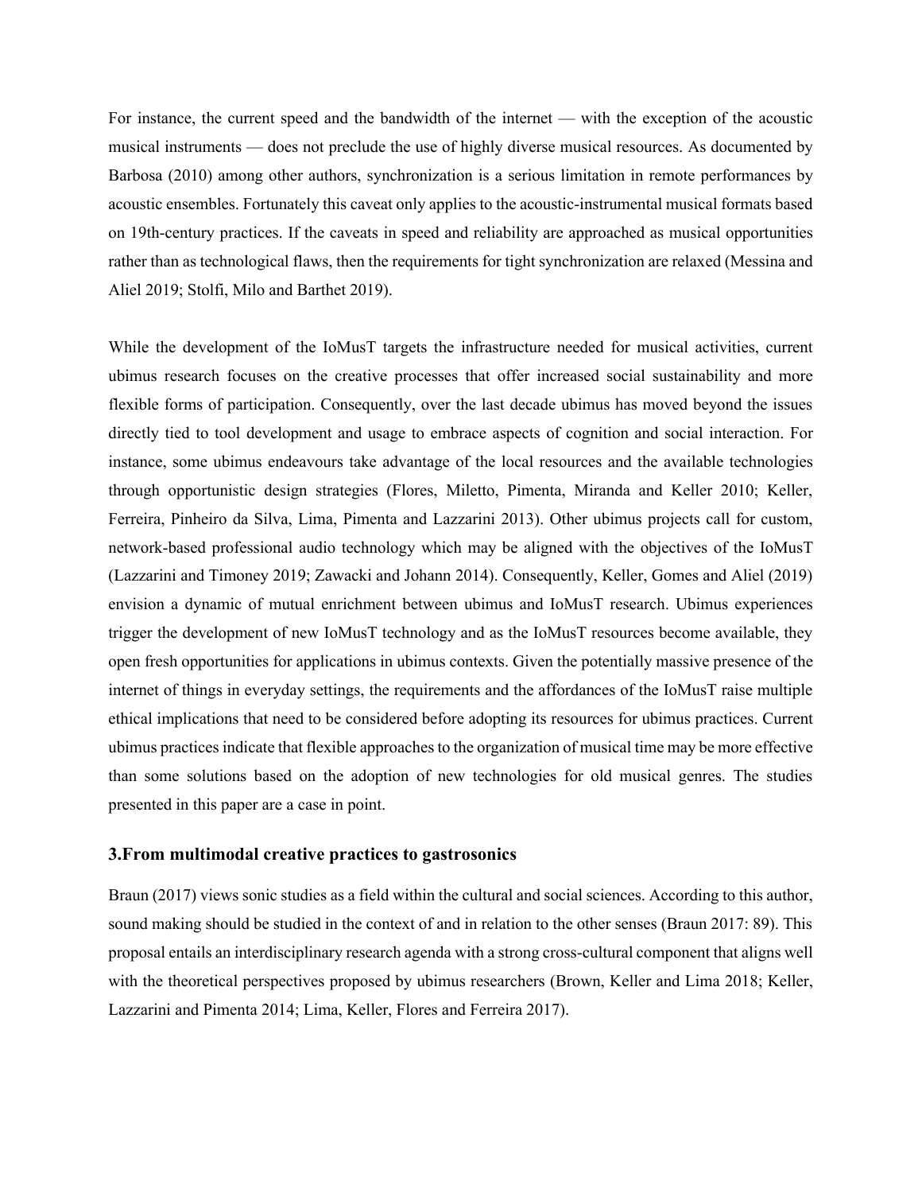For instance, the current speed and the bandwidth of the internet — with the exception of the acoustic musical instruments — does not preclude the use of highly diverse musical resources. As documented by Barbosa (2010) among other authors, synchronization is a serious limitation in remote performances by acoustic ensembles. Fortunately this caveat only applies to the acoustic-instrumental musical formats based on 19th-century practices. If the caveats in speed and reliability are approached as musical opportunities rather than as technological flaws, then the requirements for tight synchronization are relaxed (Messina and Aliel 2019; Stolfi, Milo and Barthet 2019).

While the development of the IoMusT targets the infrastructure needed for musical activities, current ubimus research focuses on the creative processes that offer increased social sustainability and more flexible forms of participation. Consequently, over the last decade ubimus has moved beyond the issues directly tied to tool development and usage to embrace aspects of cognition and social interaction. For instance, some ubimus endeavours take advantage of the local resources and the available technologies through opportunistic design strategies (Flores, Miletto, Pimenta, Miranda and Keller 2010; Keller, Ferreira, Pinheiro da Silva, Lima, Pimenta and Lazzarini 2013). Other ubimus projects call for custom, network-based professional audio technology which may be aligned with the objectives of the IoMusT (Lazzarini and Timoney 2019; Zawacki and Johann 2014). Consequently, Keller, Gomes and Aliel (2019) envision a dynamic of mutual enrichment between ubimus and IoMusT research. Ubimus experiences trigger the development of new IoMusT technology and as the IoMusT resources become available, they open fresh opportunities for applications in ubimus contexts. Given the potentially massive presence of the internet of things in everyday settings, the requirements and the affordances of the IoMusT raise multiple ethical implications that need to be considered before adopting its resources for ubimus practices. Current ubimus practices indicate that flexible approaches to the organization of musical time may be more effective than some solutions based on the adoption of new technologies for old musical genres. The studies presented in this paper are a case in point.

## 3. From multimodal creative practices to gastrosonics

Braun (2017) views sonic studies as a field within the cultural and social sciences. According to this author, sound making should be studied in the context of and in relation to the other senses (Braun 2017: 89). This proposal entails an interdisciplinary research agenda with a strong cross-cultural component that aligns well with the theoretical perspectives proposed by ubimus researchers (Brown, Keller and Lima 2018; Keller, Lazzarini and Pimenta 2014; Lima, Keller, Flores and Ferreira 2017).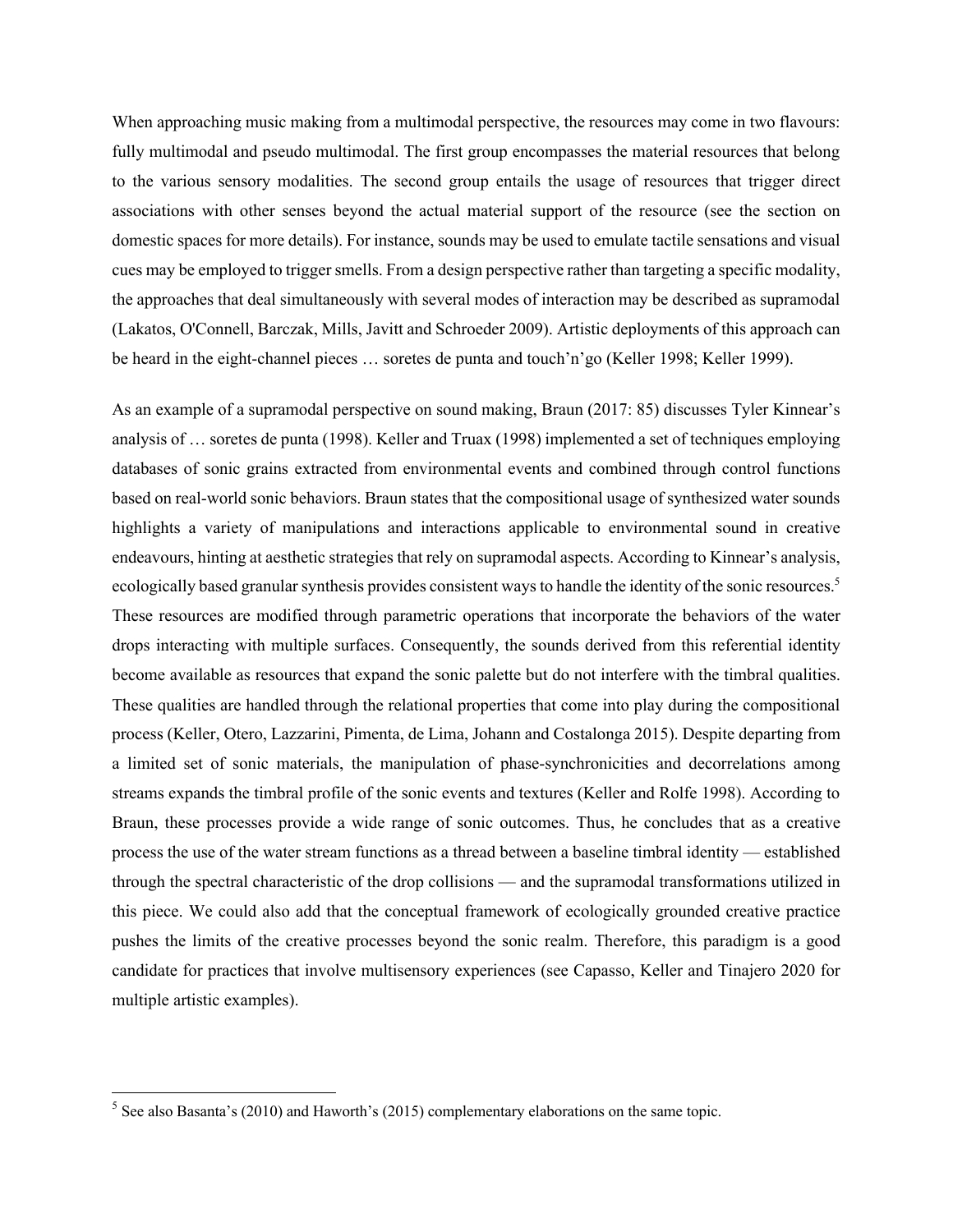When approaching music making from a multimodal perspective, the resources may come in two flavours: fully multimodal and pseudo multimodal. The first group encompasses the material resources that belong to the various sensory modalities. The second group entails the usage of resources that trigger direct associations with other senses beyond the actual material support of the resource (see the section on domestic spaces for more details). For instance, sounds may be used to emulate tactile sensations and visual cues may be employed to trigger smells. From a design perspective rather than targeting a specific modality, the approaches that deal simultaneously with several modes of interaction may be described as supramodal (Lakatos, O'Connell, Barczak, Mills, Javitt and Schroeder 2009). Artistic deployments of this approach can be heard in the eight-channel pieces … soretes de punta and touch'n'go (Keller 1998; Keller 1999).

As an example of a supramodal perspective on sound making, Braun (2017: 85) discusses Tyler Kinnear's analysis of … soretes de punta (1998). Keller and Truax (1998) implemented a set of techniques employing databases of sonic grains extracted from environmental events and combined through control functions based on real-world sonic behaviors. Braun states that the compositional usage of synthesized water sounds highlights a variety of manipulations and interactions applicable to environmental sound in creative endeavours, hinting at aesthetic strategies that rely on supramodal aspects. According to Kinnear's analysis, ecologically based granular synthesis provides consistent ways to handle the identity of the sonic resources.[5] These resources are modified through parametric operations that incorporate the behaviors of the water drops interacting with multiple surfaces. Consequently, the sounds derived from this referential identity become available as resources that expand the sonic palette but do not interfere with the timbral qualities. These qualities are handled through the relational properties that come into play during the compositional process (Keller, Otero, Lazzarini, Pimenta, de Lima, Johann and Costalonga 2015). Despite departing from a limited set of sonic materials, the manipulation of phase-synchronicities and decorrelations among streams expands the timbral profile of the sonic events and textures (Keller and Rolfe 1998). According to Braun, these processes provide a wide range of sonic outcomes. Thus, he concludes that as a creative process the use of the water stream functions as a thread between a baseline timbral identity — established through the spectral characteristic of the drop collisions — and the supramodal transformations utilized in this piece. We could also add that the conceptual framework of ecologically grounded creative practice pushes the limits of the creative processes beyond the sonic realm. Therefore, this paradigm is a good candidate for practices that involve multisensory experiences (see Capasso, Keller and Tinajero 2020 for multiple artistic examples).

---

[5] See also Basanta's (2010) and Haworth's (2015) complementary elaborations on the same topic.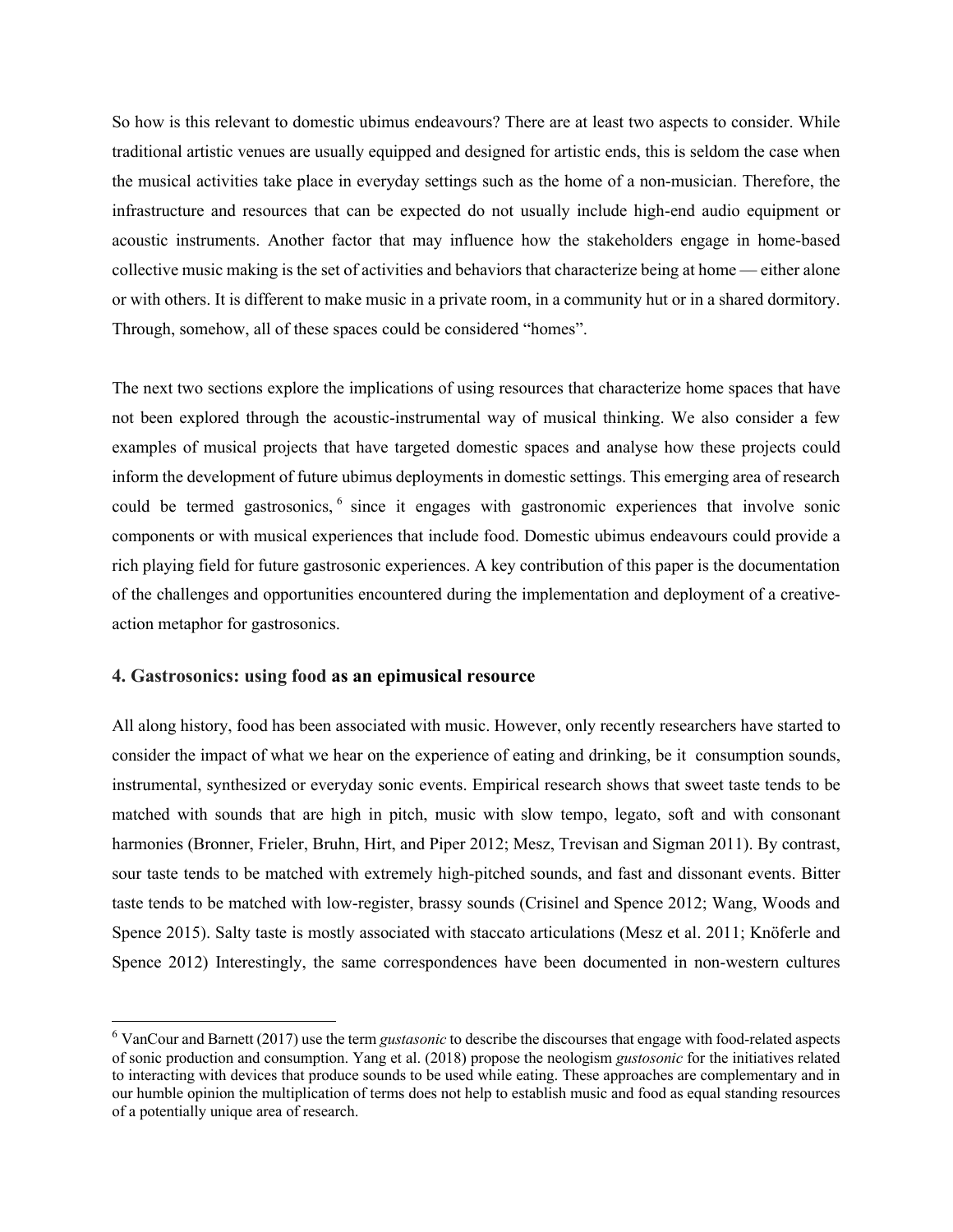So how is this relevant to domestic ubimus endeavours? There are at least two aspects to consider. While traditional artistic venues are usually equipped and designed for artistic ends, this is seldom the case when the musical activities take place in everyday settings such as the home of a non-musician. Therefore, the infrastructure and resources that can be expected do not usually include high-end audio equipment or acoustic instruments. Another factor that may influence how the stakeholders engage in home-based collective music making is the set of activities and behaviors that characterize being at home — either alone or with others. It is different to make music in a private room, in a community hut or in a shared dormitory. Through, somehow, all of these spaces could be considered "homes".

The next two sections explore the implications of using resources that characterize home spaces that have not been explored through the acoustic-instrumental way of musical thinking. We also consider a few examples of musical projects that have targeted domestic spaces and analyse how these projects could inform the development of future ubimus deployments in domestic settings. This emerging area of research could be termed gastrosonics, [6] since it engages with gastronomic experiences that involve sonic components or with musical experiences that include food. Domestic ubimus endeavours could provide a rich playing field for future gastrosonic experiences. A key contribution of this paper is the documentation of the challenges and opportunities encountered during the implementation and deployment of a creative-action metaphor for gastrosonics.

### 4. Gastrosonics: using food as an epimusical resource

All along history, food has been associated with music. However, only recently researchers have started to consider the impact of what we hear on the experience of eating and drinking, be it consumption sounds, instrumental, synthesized or everyday sonic events. Empirical research shows that sweet taste tends to be matched with sounds that are high in pitch, music with slow tempo, legato, soft and with consonant harmonies (Bronner, Frieler, Bruhn, Hirt, and Piper 2012; Mesz, Trevisan and Sigman 2011). By contrast, sour taste tends to be matched with extremely high-pitched sounds, and fast and dissonant events. Bitter taste tends to be matched with low-register, brassy sounds (Crisinel and Spence 2012; Wang, Woods and Spence 2015). Salty taste is mostly associated with staccato articulations (Mesz et al. 2011; Knöferle and Spence 2012) Interestingly, the same correspondences have been documented in non-western cultures

---

[6] VanCour and Barnett (2017) use the term *gustasonic* to describe the discourses that engage with food-related aspects of sonic production and consumption. Yang et al. (2018) propose the neologism *gustosonic* for the initiatives related to interacting with devices that produce sounds to be used while eating. These approaches are complementary and in our humble opinion the multiplication of terms does not help to establish music and food as equal standing resources of a potentially unique area of research.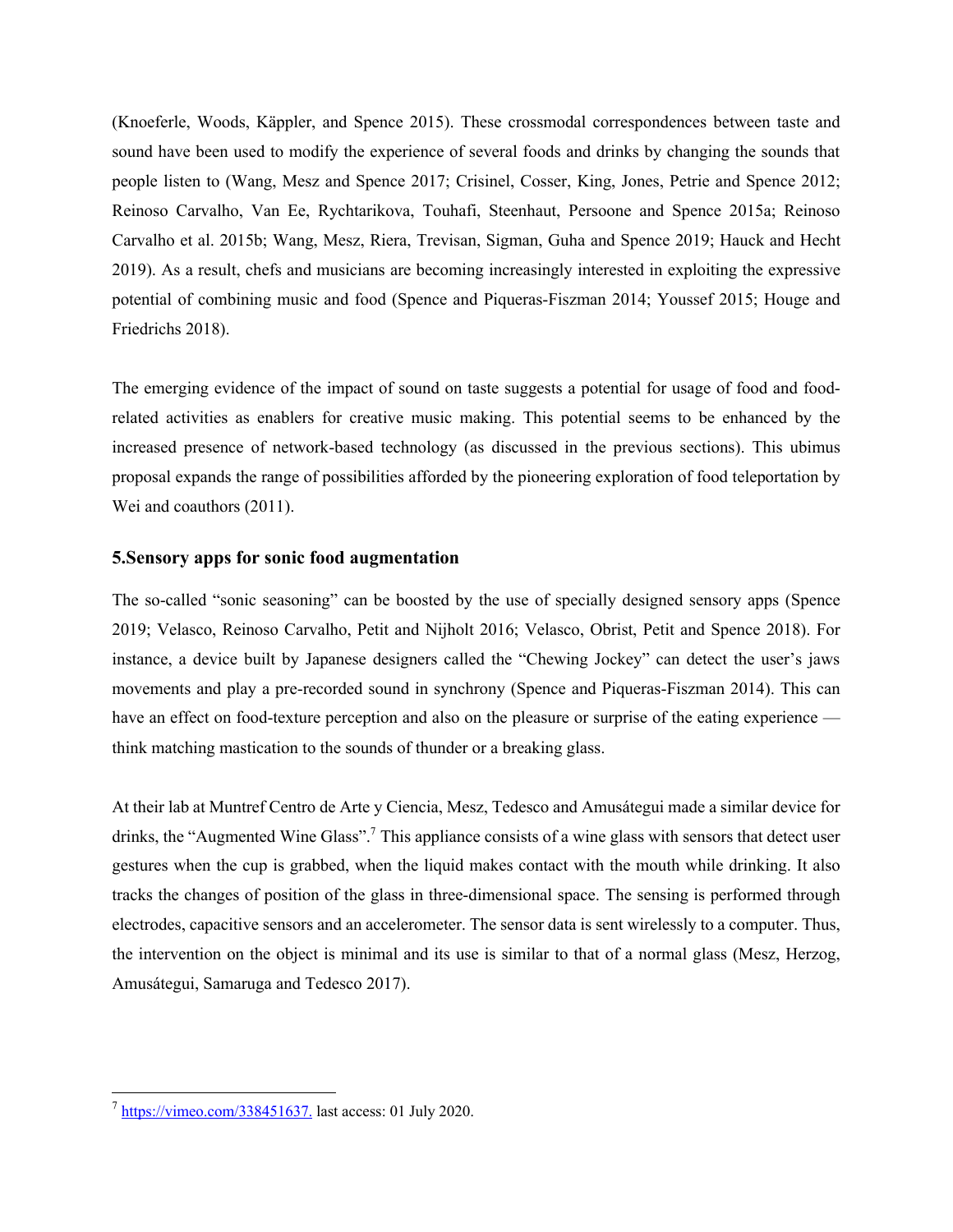(Knoeferle, Woods, Käppler, and Spence 2015). These crossmodal correspondences between taste and sound have been used to modify the experience of several foods and drinks by changing the sounds that people listen to (Wang, Mesz and Spence 2017; Crisinel, Cosser, King, Jones, Petrie and Spence 2012; Reinoso Carvalho, Van Ee, Rychtarikova, Touhafi, Steenhaut, Persoone and Spence 2015a; Reinoso Carvalho et al. 2015b; Wang, Mesz, Riera, Trevisan, Sigman, Guha and Spence 2019; Hauck and Hecht 2019). As a result, chefs and musicians are becoming increasingly interested in exploiting the expressive potential of combining music and food (Spence and Piqueras-Fiszman 2014; Youssef 2015; Houge and Friedrichs 2018).

The emerging evidence of the impact of sound on taste suggests a potential for usage of food and food-related activities as enablers for creative music making. This potential seems to be enhanced by the increased presence of network-based technology (as discussed in the previous sections). This ubimus proposal expands the range of possibilities afforded by the pioneering exploration of food teleportation by Wei and coauthors (2011).

## 5.Sensory apps for sonic food augmentation

The so-called "sonic seasoning" can be boosted by the use of specially designed sensory apps (Spence 2019; Velasco, Reinoso Carvalho, Petit and Nijholt 2016; Velasco, Obrist, Petit and Spence 2018). For instance, a device built by Japanese designers called the "Chewing Jockey" can detect the user's jaws movements and play a pre-recorded sound in synchrony (Spence and Piqueras-Fiszman 2014). This can have an effect on food-texture perception and also on the pleasure or surprise of the eating experience — think matching mastication to the sounds of thunder or a breaking glass.

At their lab at Muntref Centro de Arte y Ciencia, Mesz, Tedesco and Amusátegui made a similar device for drinks, the "Augmented Wine Glass".[7] This appliance consists of a wine glass with sensors that detect user gestures when the cup is grabbed, when the liquid makes contact with the mouth while drinking. It also tracks the changes of position of the glass in three-dimensional space. The sensing is performed through electrodes, capacitive sensors and an accelerometer. The sensor data is sent wirelessly to a computer. Thus, the intervention on the object is minimal and its use is similar to that of a normal glass (Mesz, Herzog, Amusátegui, Samaruga and Tedesco 2017).

---

[7] https://vimeo.com/338451637. last access: 01 July 2020.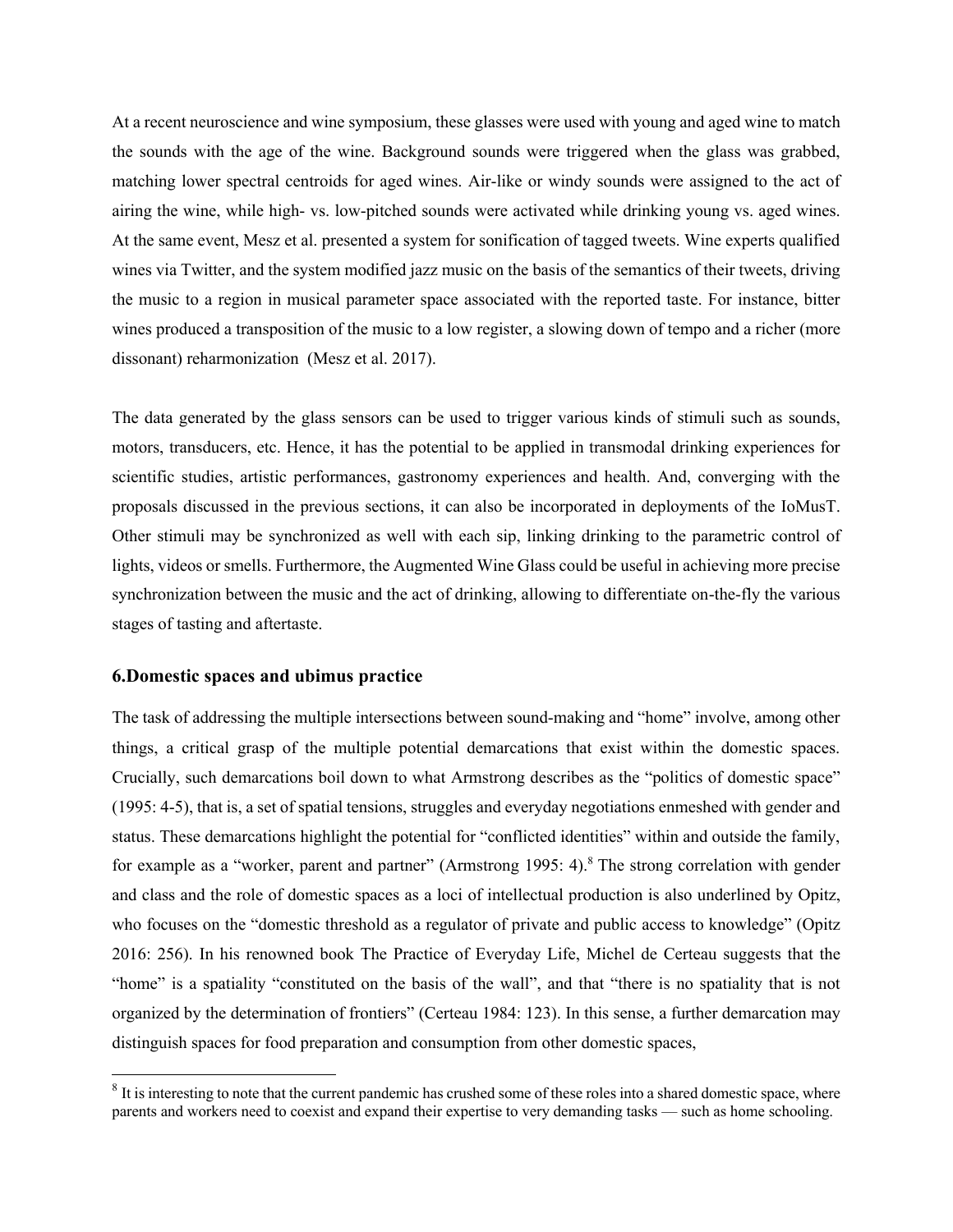At a recent neuroscience and wine symposium, these glasses were used with young and aged wine to match the sounds with the age of the wine. Background sounds were triggered when the glass was grabbed, matching lower spectral centroids for aged wines. Air-like or windy sounds were assigned to the act of airing the wine, while high- vs. low-pitched sounds were activated while drinking young vs. aged wines. At the same event, Mesz et al. presented a system for sonification of tagged tweets. Wine experts qualified wines via Twitter, and the system modified jazz music on the basis of the semantics of their tweets, driving the music to a region in musical parameter space associated with the reported taste. For instance, bitter wines produced a transposition of the music to a low register, a slowing down of tempo and a richer (more dissonant) reharmonization (Mesz et al. 2017).

The data generated by the glass sensors can be used to trigger various kinds of stimuli such as sounds, motors, transducers, etc. Hence, it has the potential to be applied in transmodal drinking experiences for scientific studies, artistic performances, gastronomy experiences and health. And, converging with the proposals discussed in the previous sections, it can also be incorporated in deployments of the IoMusT. Other stimuli may be synchronized as well with each sip, linking drinking to the parametric control of lights, videos or smells. Furthermore, the Augmented Wine Glass could be useful in achieving more precise synchronization between the music and the act of drinking, allowing to differentiate on-the-fly the various stages of tasting and aftertaste.

### 6.Domestic spaces and ubimus practice

The task of addressing the multiple intersections between sound-making and "home" involve, among other things, a critical grasp of the multiple potential demarcations that exist within the domestic spaces. Crucially, such demarcations boil down to what Armstrong describes as the "politics of domestic space" (1995: 4-5), that is, a set of spatial tensions, struggles and everyday negotiations enmeshed with gender and status. These demarcations highlight the potential for "conflicted identities" within and outside the family, for example as a "worker, parent and partner" (Armstrong 1995: 4).[8] The strong correlation with gender and class and the role of domestic spaces as a loci of intellectual production is also underlined by Opitz, who focuses on the "domestic threshold as a regulator of private and public access to knowledge" (Opitz 2016: 256). In his renowned book The Practice of Everyday Life, Michel de Certeau suggests that the "home" is a spatiality "constituted on the basis of the wall", and that "there is no spatiality that is not organized by the determination of frontiers" (Certeau 1984: 123). In this sense, a further demarcation may distinguish spaces for food preparation and consumption from other domestic spaces,

[8] It is interesting to note that the current pandemic has crushed some of these roles into a shared domestic space, where parents and workers need to coexist and expand their expertise to very demanding tasks — such as home schooling.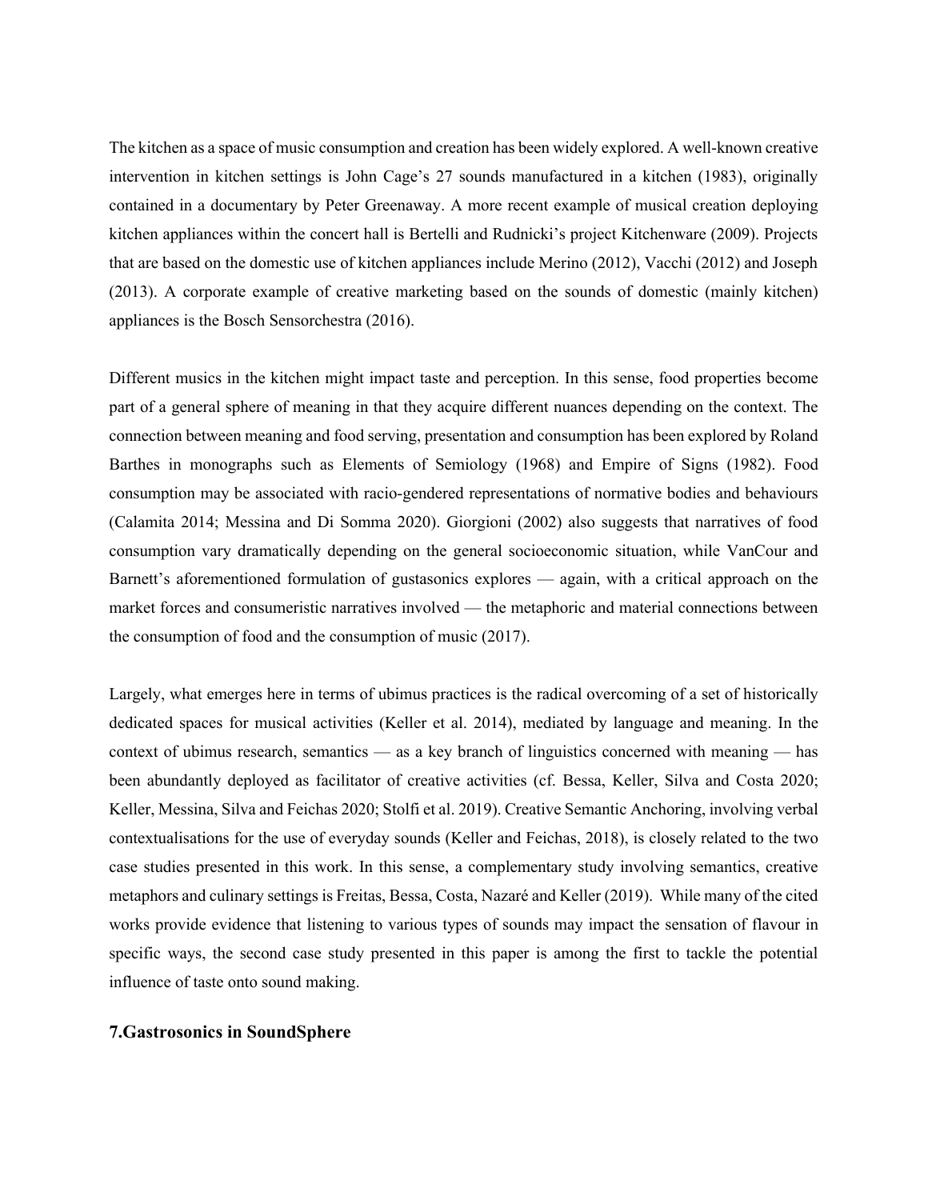The kitchen as a space of music consumption and creation has been widely explored. A well-known creative intervention in kitchen settings is John Cage's 27 sounds manufactured in a kitchen (1983), originally contained in a documentary by Peter Greenaway. A more recent example of musical creation deploying kitchen appliances within the concert hall is Bertelli and Rudnicki's project Kitchenware (2009). Projects that are based on the domestic use of kitchen appliances include Merino (2012), Vacchi (2012) and Joseph (2013). A corporate example of creative marketing based on the sounds of domestic (mainly kitchen) appliances is the Bosch Sensorchestra (2016).

Different musics in the kitchen might impact taste and perception. In this sense, food properties become part of a general sphere of meaning in that they acquire different nuances depending on the context. The connection between meaning and food serving, presentation and consumption has been explored by Roland Barthes in monographs such as Elements of Semiology (1968) and Empire of Signs (1982). Food consumption may be associated with racio-gendered representations of normative bodies and behaviours (Calamita 2014; Messina and Di Somma 2020). Giorgioni (2002) also suggests that narratives of food consumption vary dramatically depending on the general socioeconomic situation, while VanCour and Barnett's aforementioned formulation of gustasonics explores — again, with a critical approach on the market forces and consumeristic narratives involved — the metaphoric and material connections between the consumption of food and the consumption of music (2017).

Largely, what emerges here in terms of ubimus practices is the radical overcoming of a set of historically dedicated spaces for musical activities (Keller et al. 2014), mediated by language and meaning. In the context of ubimus research, semantics — as a key branch of linguistics concerned with meaning — has been abundantly deployed as facilitator of creative activities (cf. Bessa, Keller, Silva and Costa 2020; Keller, Messina, Silva and Feichas 2020; Stolfi et al. 2019). Creative Semantic Anchoring, involving verbal contextualisations for the use of everyday sounds (Keller and Feichas, 2018), is closely related to the two case studies presented in this work. In this sense, a complementary study involving semantics, creative metaphors and culinary settings is Freitas, Bessa, Costa, Nazaré and Keller (2019). While many of the cited works provide evidence that listening to various types of sounds may impact the sensation of flavour in specific ways, the second case study presented in this paper is among the first to tackle the potential influence of taste onto sound making.

## 7.Gastrosonics in SoundSphere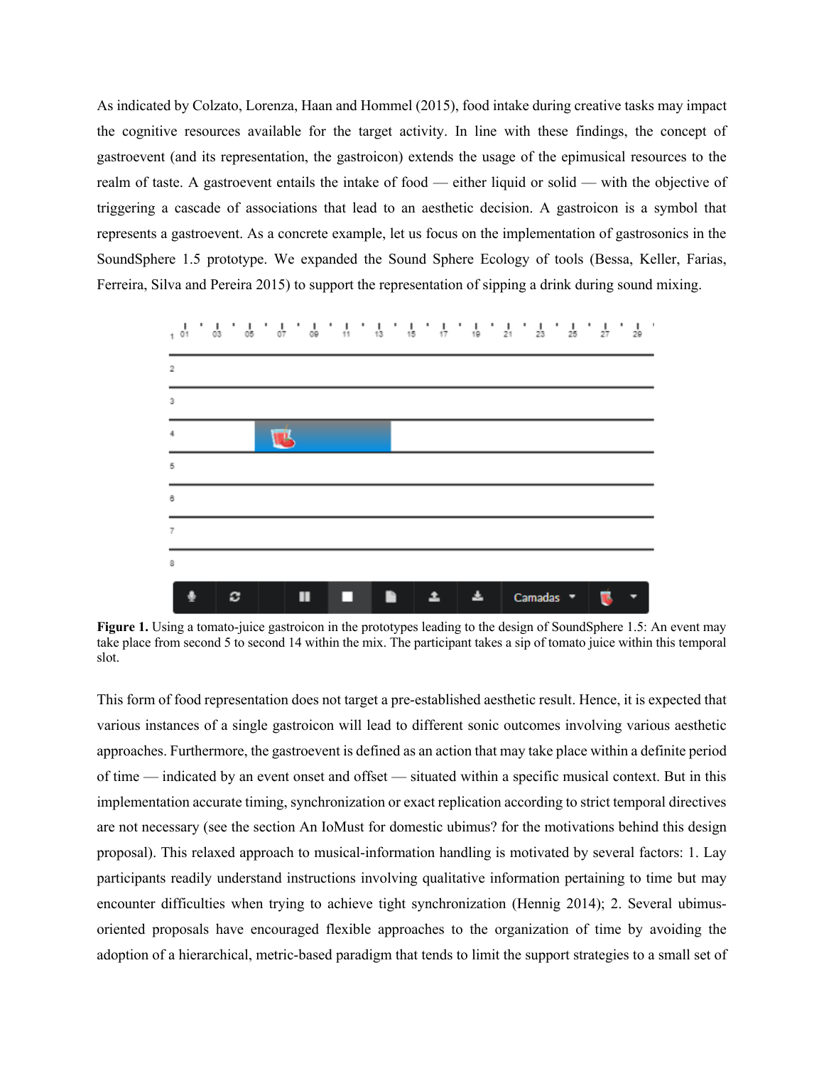As indicated by Colzato, Lorenza, Haan and Hommel (2015), food intake during creative tasks may impact the cognitive resources available for the target activity. In line with these findings, the concept of gastroevent (and its representation, the gastroicon) extends the usage of the epimusical resources to the realm of taste. A gastroevent entails the intake of food — either liquid or solid — with the objective of triggering a cascade of associations that lead to an aesthetic decision. A gastroicon is a symbol that represents a gastroevent. As a concrete example, let us focus on the implementation of gastrosonics in the SoundSphere 1.5 prototype. We expanded the Sound Sphere Ecology of tools (Bessa, Keller, Farias, Ferreira, Silva and Pereira 2015) to support the representation of sipping a drink during sound mixing.

**Figure 1.** Using a tomato-juice gastroicon in the prototypes leading to the design of SoundSphere 1.5: An event may take place from second 5 to second 14 within the mix. The participant takes a sip of tomato juice within this temporal slot.

This form of food representation does not target a pre-established aesthetic result. Hence, it is expected that various instances of a single gastroicon will lead to different sonic outcomes involving various aesthetic approaches. Furthermore, the gastroevent is defined as an action that may take place within a definite period of time — indicated by an event onset and offset — situated within a specific musical context. But in this implementation accurate timing, synchronization or exact replication according to strict temporal directives are not necessary (see the section An IoMust for domestic ubimus? for the motivations behind this design proposal). This relaxed approach to musical-information handling is motivated by several factors: 1. Lay participants readily understand instructions involving qualitative information pertaining to time but may encounter difficulties when trying to achieve tight synchronization (Hennig 2014); 2. Several ubimus-oriented proposals have encouraged flexible approaches to the organization of time by avoiding the adoption of a hierarchical, metric-based paradigm that tends to limit the support strategies to a small set of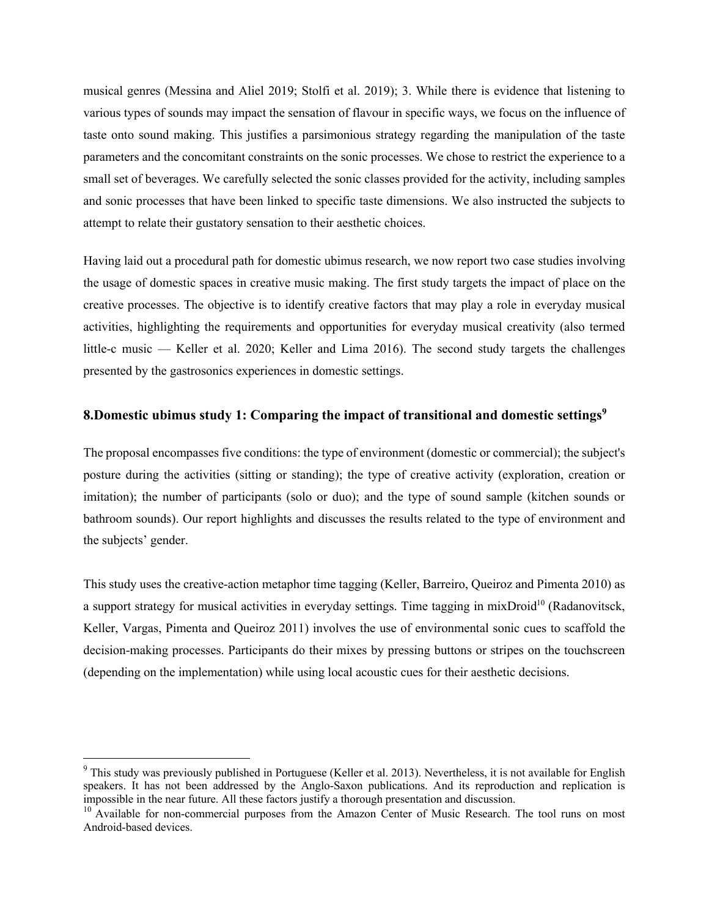musical genres (Messina and Aliel 2019; Stolfi et al. 2019); 3. While there is evidence that listening to various types of sounds may impact the sensation of flavour in specific ways, we focus on the influence of taste onto sound making. This justifies a parsimonious strategy regarding the manipulation of the taste parameters and the concomitant constraints on the sonic processes. We chose to restrict the experience to a small set of beverages. We carefully selected the sonic classes provided for the activity, including samples and sonic processes that have been linked to specific taste dimensions. We also instructed the subjects to attempt to relate their gustatory sensation to their aesthetic choices.

Having laid out a procedural path for domestic ubimus research, we now report two case studies involving the usage of domestic spaces in creative music making. The first study targets the impact of place on the creative processes. The objective is to identify creative factors that may play a role in everyday musical activities, highlighting the requirements and opportunities for everyday musical creativity (also termed little-c music — Keller et al. 2020; Keller and Lima 2016). The second study targets the challenges presented by the gastrosonics experiences in domestic settings.

## 8.Domestic ubimus study 1: Comparing the impact of transitional and domestic settings[9]

The proposal encompasses five conditions: the type of environment (domestic or commercial); the subject's posture during the activities (sitting or standing); the type of creative activity (exploration, creation or imitation); the number of participants (solo or duo); and the type of sound sample (kitchen sounds or bathroom sounds). Our report highlights and discusses the results related to the type of environment and the subjects' gender.

This study uses the creative-action metaphor time tagging (Keller, Barreiro, Queiroz and Pimenta 2010) as a support strategy for musical activities in everyday settings. Time tagging in mixDroid[10] (Radanovitsck, Keller, Vargas, Pimenta and Queiroz 2011) involves the use of environmental sonic cues to scaffold the decision-making processes. Participants do their mixes by pressing buttons or stripes on the touchscreen (depending on the implementation) while using local acoustic cues for their aesthetic decisions.

---

[9] This study was previously published in Portuguese (Keller et al. 2013). Nevertheless, it is not available for English speakers. It has not been addressed by the Anglo-Saxon publications. And its reproduction and replication is impossible in the near future. All these factors justify a thorough presentation and discussion.

[10] Available for non-commercial purposes from the Amazon Center of Music Research. The tool runs on most Android-based devices.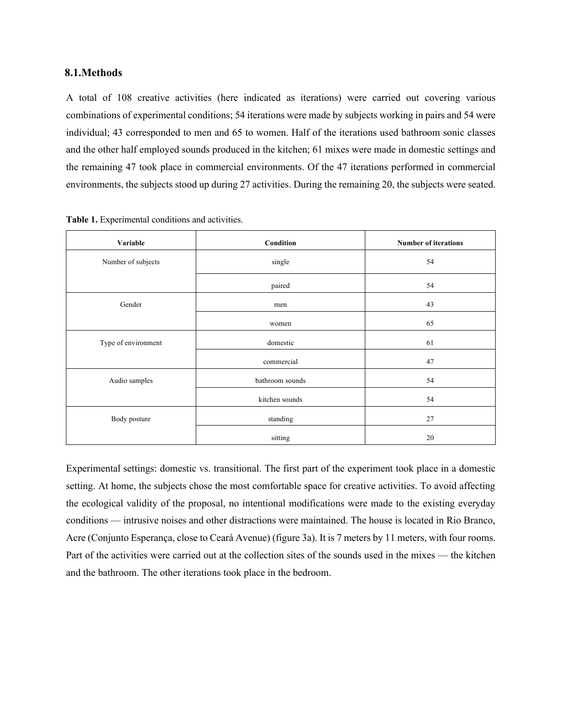### 8.1.Methods

A total of 108 creative activities (here indicated as iterations) were carried out covering various combinations of experimental conditions; 54 iterations were made by subjects working in pairs and 54 were individual; 43 corresponded to men and 65 to women. Half of the iterations used bathroom sonic classes and the other half employed sounds produced in the kitchen; 61 mixes were made in domestic settings and the remaining 47 took place in commercial environments. Of the 47 iterations performed in commercial environments, the subjects stood up during 27 activities. During the remaining 20, the subjects were seated.

**Table 1.** Experimental conditions and activities.

| Variable | Condition | Number of iterations |
|---|---|---|
| Number of subjects | single | 54 |
| | paired | 54 |
| Gender | men | 43 |
| | women | 65 |
| Type of environment | domestic | 61 |
| | commercial | 47 |
| Audio samples | bathroom sounds | 54 |
| | kitchen sounds | 54 |
| Body posture | standing | 27 |
| | sitting | 20 |

Experimental settings: domestic vs. transitional. The first part of the experiment took place in a domestic setting. At home, the subjects chose the most comfortable space for creative activities. To avoid affecting the ecological validity of the proposal, no intentional modifications were made to the existing everyday conditions — intrusive noises and other distractions were maintained. The house is located in Rio Branco, Acre (Conjunto Esperança, close to Ceará Avenue) (figure 3a). It is 7 meters by 11 meters, with four rooms. Part of the activities were carried out at the collection sites of the sounds used in the mixes — the kitchen and the bathroom. The other iterations took place in the bedroom.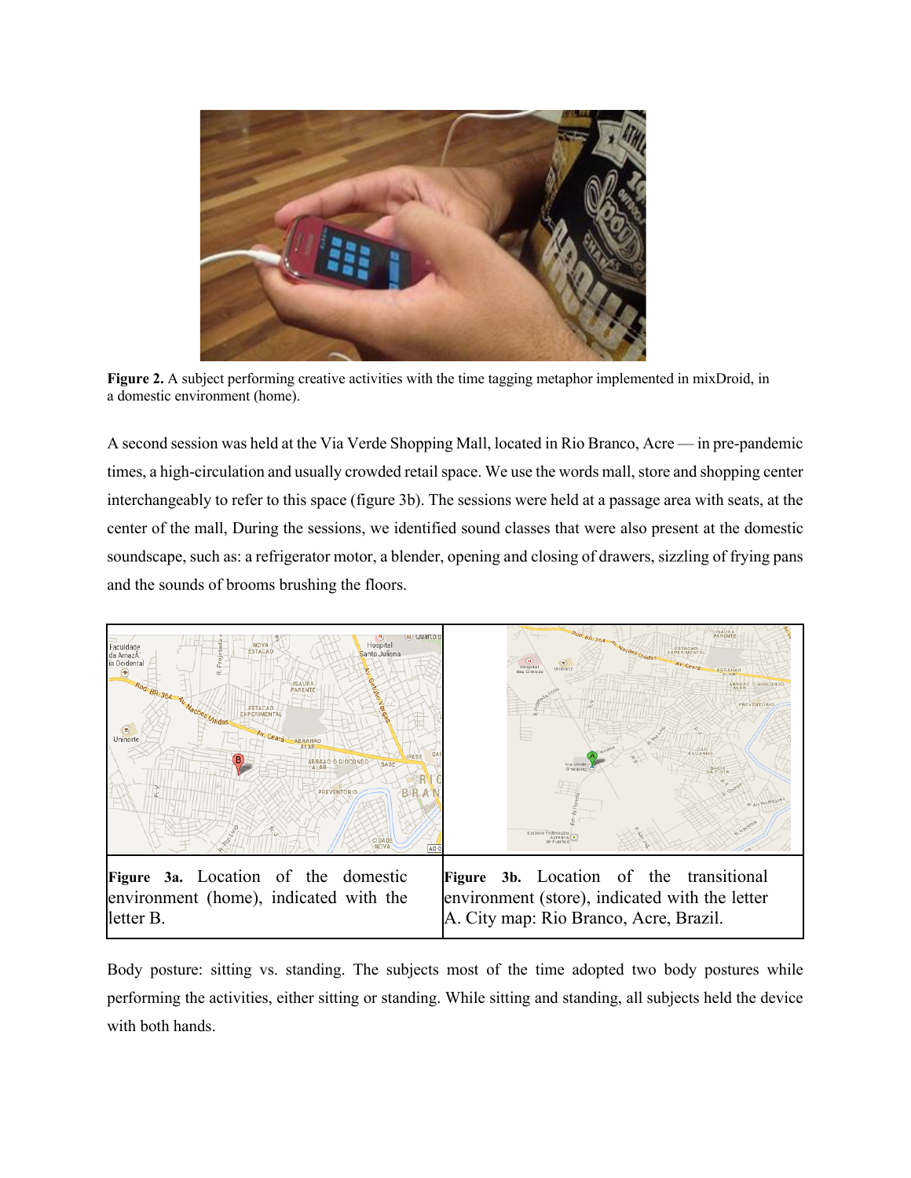**Figure 2.** A subject performing creative activities with the time tagging metaphor implemented in mixDroid, in a domestic environment (home).

A second session was held at the Via Verde Shopping Mall, located in Rio Branco, Acre — in pre-pandemic times, a high-circulation and usually crowded retail space. We use the words mall, store and shopping center interchangeably to refer to this space (figure 3b). The sessions were held at a passage area with seats, at the center of the mall, During the sessions, we identified sound classes that were also present at the domestic soundscape, such as: a refrigerator motor, a blender, opening and closing of drawers, sizzling of frying pans and the sounds of brooms brushing the floors.

**Figure 3a.** Location of the domestic environment (home), indicated with the letter B.

**Figure 3b.** Location of the transitional environment (store), indicated with the letter A. City map: Rio Branco, Acre, Brazil.

Body posture: sitting vs. standing. The subjects most of the time adopted two body postures while performing the activities, either sitting or standing. While sitting and standing, all subjects held the device with both hands.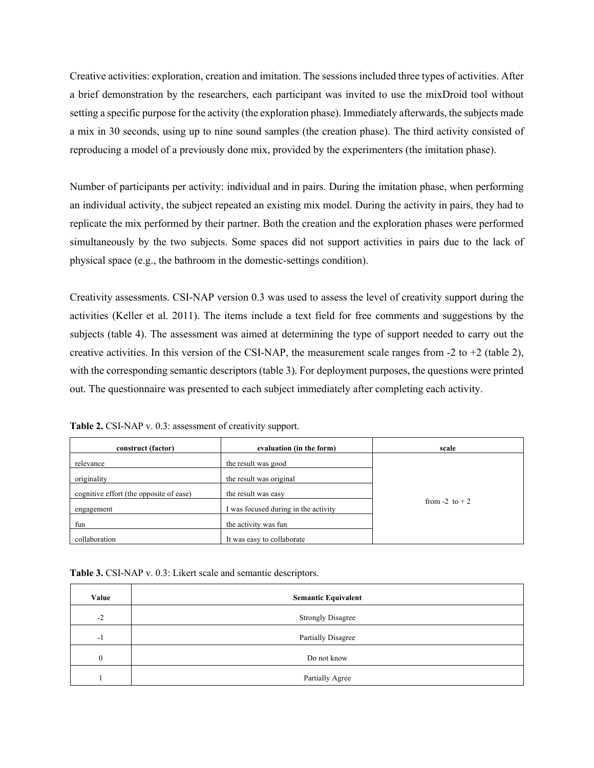Creative activities: exploration, creation and imitation. The sessions included three types of activities. After a brief demonstration by the researchers, each participant was invited to use the mixDroid tool without setting a specific purpose for the activity (the exploration phase). Immediately afterwards, the subjects made a mix in 30 seconds, using up to nine sound samples (the creation phase). The third activity consisted of reproducing a model of a previously done mix, provided by the experimenters (the imitation phase).

Number of participants per activity: individual and in pairs. During the imitation phase, when performing an individual activity, the subject repeated an existing mix model. During the activity in pairs, they had to replicate the mix performed by their partner. Both the creation and the exploration phases were performed simultaneously by the two subjects. Some spaces did not support activities in pairs due to the lack of physical space (e.g., the bathroom in the domestic-settings condition).

Creativity assessments. CSI-NAP version 0.3 was used to assess the level of creativity support during the activities (Keller et al. 2011). The items include a text field for free comments and suggestions by the subjects (table 4). The assessment was aimed at determining the type of support needed to carry out the creative activities. In this version of the CSI-NAP, the measurement scale ranges from -2 to +2 (table 2), with the corresponding semantic descriptors (table 3). For deployment purposes, the questions were printed out. The questionnaire was presented to each subject immediately after completing each activity.

**Table 2.** CSI-NAP v. 0.3: assessment of creativity support.

| construct (factor) | evaluation (in the form) | scale |
|---|---|---|
| relevance | the result was good | from -2 to + 2 |
| originality | the result was original | |
| cognitive effort (the opposite of ease) | the result was easy | |
| engagement | I was focused during in the activity | |
| fun | the activity was fun | |
| collaboration | It was easy to collaborate | |

**Table 3.** CSI-NAP v. 0.3: Likert scale and semantic descriptors.

| Value | Semantic Equivalent |
|---|---|
| -2 | Strongly Disagree |
| -1 | Partially Disagree |
| 0 | Do not know |
| 1 | Partially Agree |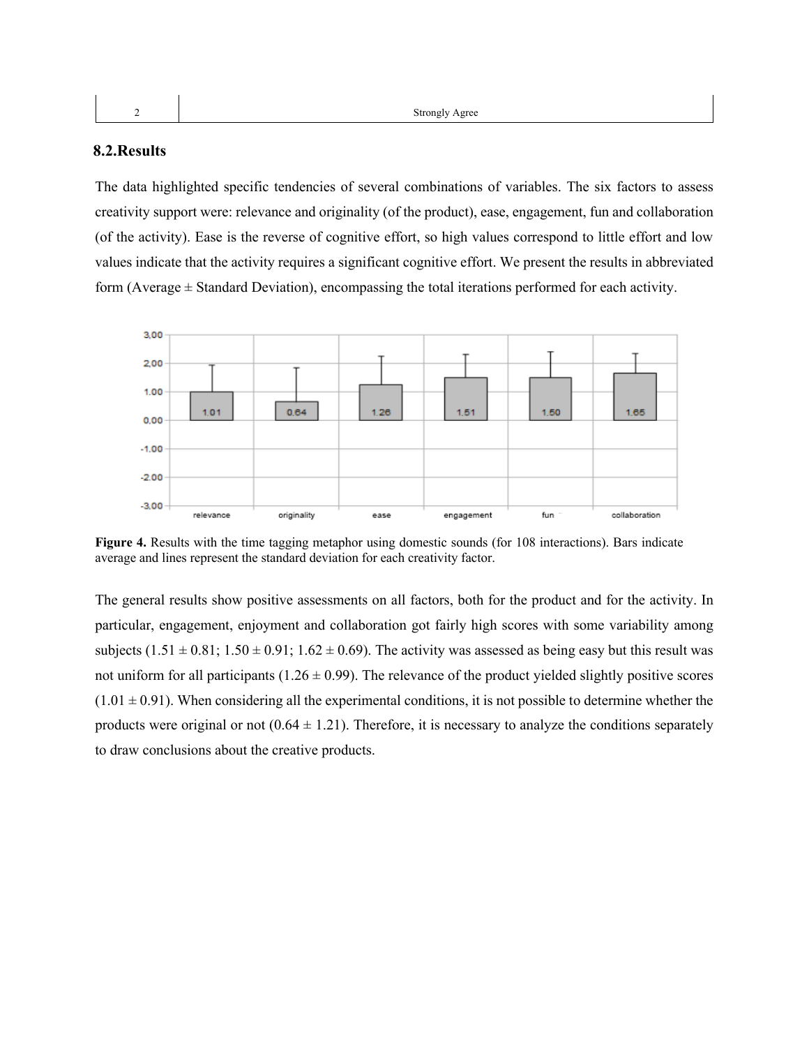| 2 | Strongly Agree |
|---|---|

## 8.2. Results

The data highlighted specific tendencies of several combinations of variables. The six factors to assess creativity support were: relevance and originality (of the product), ease, engagement, fun and collaboration (of the activity). Ease is the reverse of cognitive effort, so high values correspond to little effort and low values indicate that the activity requires a significant cognitive effort. We present the results in abbreviated form (Average ± Standard Deviation), encompassing the total iterations performed for each activity.

**Figure 4.** Results with the time tagging metaphor using domestic sounds (for 108 interactions). Bars indicate average and lines represent the standard deviation for each creativity factor.

The general results show positive assessments on all factors, both for the product and for the activity. In particular, engagement, enjoyment and collaboration got fairly high scores with some variability among subjects (1.51 ± 0.81; 1.50 ± 0.91; 1.62 ± 0.69). The activity was assessed as being easy but this result was not uniform for all participants (1.26 ± 0.99). The relevance of the product yielded slightly positive scores (1.01 ± 0.91). When considering all the experimental conditions, it is not possible to determine whether the products were original or not (0.64 ± 1.21). Therefore, it is necessary to analyze the conditions separately to draw conclusions about the creative products.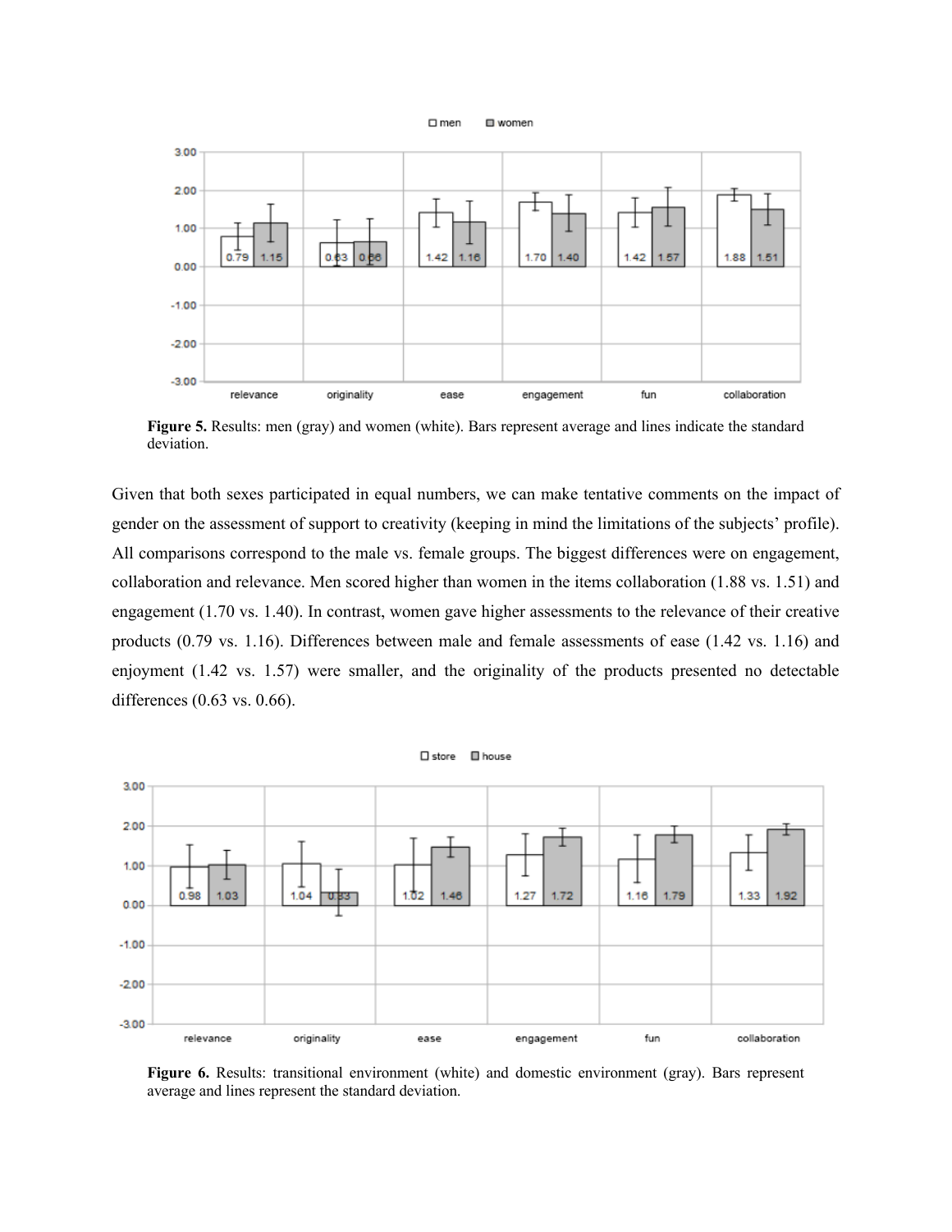**Figure 5.** Results: men (gray) and women (white). Bars represent average and lines indicate the standard deviation.

Given that both sexes participated in equal numbers, we can make tentative comments on the impact of gender on the assessment of support to creativity (keeping in mind the limitations of the subjects' profile). All comparisons correspond to the male vs. female groups. The biggest differences were on engagement, collaboration and relevance. Men scored higher than women in the items collaboration (1.88 vs. 1.51) and engagement (1.70 vs. 1.40). In contrast, women gave higher assessments to the relevance of their creative products (0.79 vs. 1.16). Differences between male and female assessments of ease (1.42 vs. 1.16) and enjoyment (1.42 vs. 1.57) were smaller, and the originality of the products presented no detectable differences (0.63 vs. 0.66).

**Figure 6.** Results: transitional environment (white) and domestic environment (gray). Bars represent average and lines represent the standard deviation.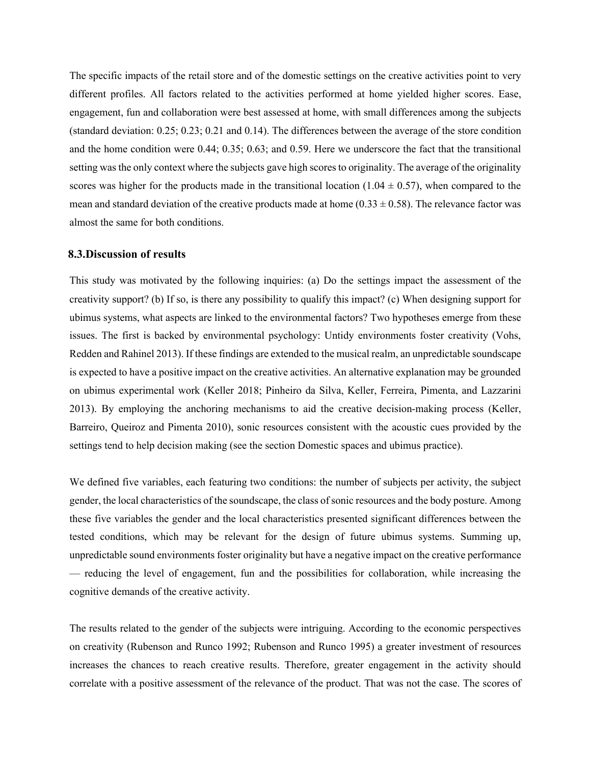The specific impacts of the retail store and of the domestic settings on the creative activities point to very different profiles. All factors related to the activities performed at home yielded higher scores. Ease, engagement, fun and collaboration were best assessed at home, with small differences among the subjects (standard deviation: 0.25; 0.23; 0.21 and 0.14). The differences between the average of the store condition and the home condition were 0.44; 0.35; 0.63; and 0.59. Here we underscore the fact that the transitional setting was the only context where the subjects gave high scores to originality. The average of the originality scores was higher for the products made in the transitional location ($1.04 \pm 0.57$), when compared to the mean and standard deviation of the creative products made at home ($0.33 \pm 0.58$). The relevance factor was almost the same for both conditions.

### 8.3. Discussion of results

This study was motivated by the following inquiries: (a) Do the settings impact the assessment of the creativity support? (b) If so, is there any possibility to qualify this impact? (c) When designing support for ubimus systems, what aspects are linked to the environmental factors? Two hypotheses emerge from these issues. The first is backed by environmental psychology: Untidy environments foster creativity (Vohs, Redden and Rahinel 2013). If these findings are extended to the musical realm, an unpredictable soundscape is expected to have a positive impact on the creative activities. An alternative explanation may be grounded on ubimus experimental work (Keller 2018; Pinheiro da Silva, Keller, Ferreira, Pimenta, and Lazzarini 2013). By employing the anchoring mechanisms to aid the creative decision-making process (Keller, Barreiro, Queiroz and Pimenta 2010), sonic resources consistent with the acoustic cues provided by the settings tend to help decision making (see the section Domestic spaces and ubimus practice).

We defined five variables, each featuring two conditions: the number of subjects per activity, the subject gender, the local characteristics of the soundscape, the class of sonic resources and the body posture. Among these five variables the gender and the local characteristics presented significant differences between the tested conditions, which may be relevant for the design of future ubimus systems. Summing up, unpredictable sound environments foster originality but have a negative impact on the creative performance — reducing the level of engagement, fun and the possibilities for collaboration, while increasing the cognitive demands of the creative activity.

The results related to the gender of the subjects were intriguing. According to the economic perspectives on creativity (Rubenson and Runco 1992; Rubenson and Runco 1995) a greater investment of resources increases the chances to reach creative results. Therefore, greater engagement in the activity should correlate with a positive assessment of the relevance of the product. That was not the case. The scores of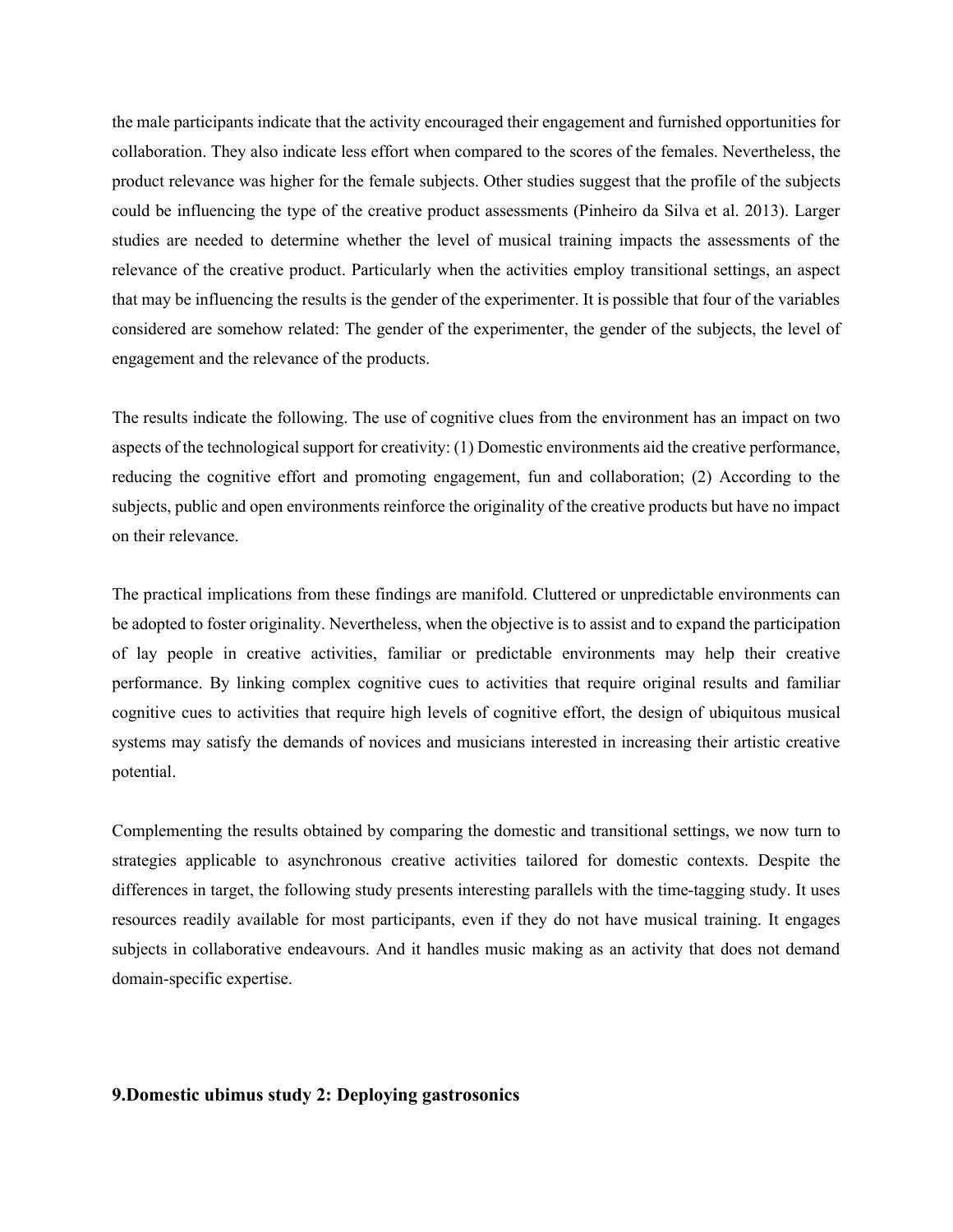the male participants indicate that the activity encouraged their engagement and furnished opportunities for collaboration. They also indicate less effort when compared to the scores of the females. Nevertheless, the product relevance was higher for the female subjects. Other studies suggest that the profile of the subjects could be influencing the type of the creative product assessments (Pinheiro da Silva et al. 2013). Larger studies are needed to determine whether the level of musical training impacts the assessments of the relevance of the creative product. Particularly when the activities employ transitional settings, an aspect that may be influencing the results is the gender of the experimenter. It is possible that four of the variables considered are somehow related: The gender of the experimenter, the gender of the subjects, the level of engagement and the relevance of the products.

The results indicate the following. The use of cognitive clues from the environment has an impact on two aspects of the technological support for creativity: (1) Domestic environments aid the creative performance, reducing the cognitive effort and promoting engagement, fun and collaboration; (2) According to the subjects, public and open environments reinforce the originality of the creative products but have no impact on their relevance.

The practical implications from these findings are manifold. Cluttered or unpredictable environments can be adopted to foster originality. Nevertheless, when the objective is to assist and to expand the participation of lay people in creative activities, familiar or predictable environments may help their creative performance. By linking complex cognitive cues to activities that require original results and familiar cognitive cues to activities that require high levels of cognitive effort, the design of ubiquitous musical systems may satisfy the demands of novices and musicians interested in increasing their artistic creative potential.

Complementing the results obtained by comparing the domestic and transitional settings, we now turn to strategies applicable to asynchronous creative activities tailored for domestic contexts. Despite the differences in target, the following study presents interesting parallels with the time-tagging study. It uses resources readily available for most participants, even if they do not have musical training. It engages subjects in collaborative endeavours. And it handles music making as an activity that does not demand domain-specific expertise.

## 9.Domestic ubimus study 2: Deploying gastrosonics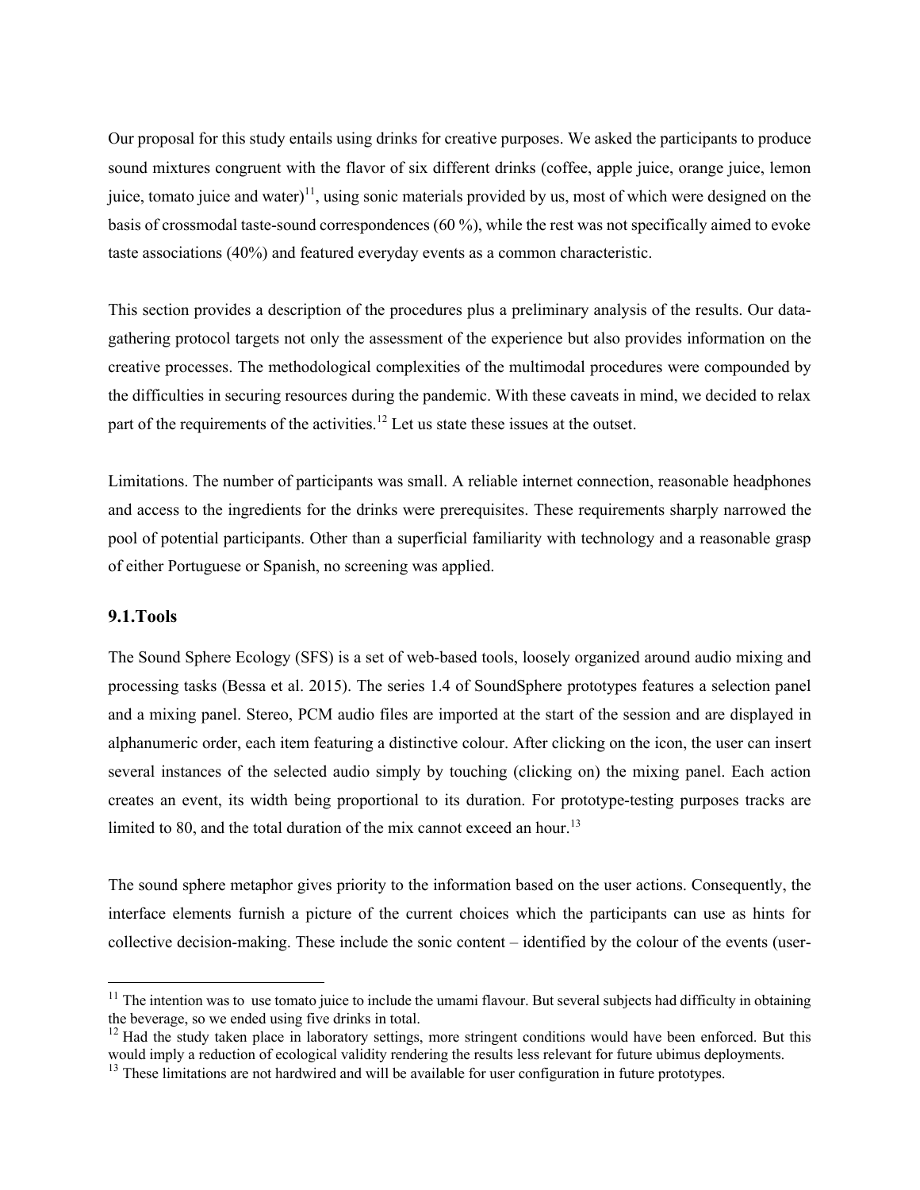Our proposal for this study entails using drinks for creative purposes. We asked the participants to produce sound mixtures congruent with the flavor of six different drinks (coffee, apple juice, orange juice, lemon juice, tomato juice and water)[11], using sonic materials provided by us, most of which were designed on the basis of crossmodal taste-sound correspondences (60 %), while the rest was not specifically aimed to evoke taste associations (40%) and featured everyday events as a common characteristic.

This section provides a description of the procedures plus a preliminary analysis of the results. Our data-gathering protocol targets not only the assessment of the experience but also provides information on the creative processes. The methodological complexities of the multimodal procedures were compounded by the difficulties in securing resources during the pandemic. With these caveats in mind, we decided to relax part of the requirements of the activities.[12] Let us state these issues at the outset.

Limitations. The number of participants was small. A reliable internet connection, reasonable headphones and access to the ingredients for the drinks were prerequisites. These requirements sharply narrowed the pool of potential participants. Other than a superficial familiarity with technology and a reasonable grasp of either Portuguese or Spanish, no screening was applied.

### 9.1. Tools

The Sound Sphere Ecology (SFS) is a set of web-based tools, loosely organized around audio mixing and processing tasks (Bessa et al. 2015). The series 1.4 of SoundSphere prototypes features a selection panel and a mixing panel. Stereo, PCM audio files are imported at the start of the session and are displayed in alphanumeric order, each item featuring a distinctive colour. After clicking on the icon, the user can insert several instances of the selected audio simply by touching (clicking on) the mixing panel. Each action creates an event, its width being proportional to its duration. For prototype-testing purposes tracks are limited to 80, and the total duration of the mix cannot exceed an hour.[13]

The sound sphere metaphor gives priority to the information based on the user actions. Consequently, the interface elements furnish a picture of the current choices which the participants can use as hints for collective decision-making. These include the sonic content – identified by the colour of the events (user-

---

[11] The intention was to use tomato juice to include the umami flavour. But several subjects had difficulty in obtaining the beverage, so we ended using five drinks in total.

[12] Had the study taken place in laboratory settings, more stringent conditions would have been enforced. But this would imply a reduction of ecological validity rendering the results less relevant for future ubimus deployments.

[13] These limitations are not hardwired and will be available for user configuration in future prototypes.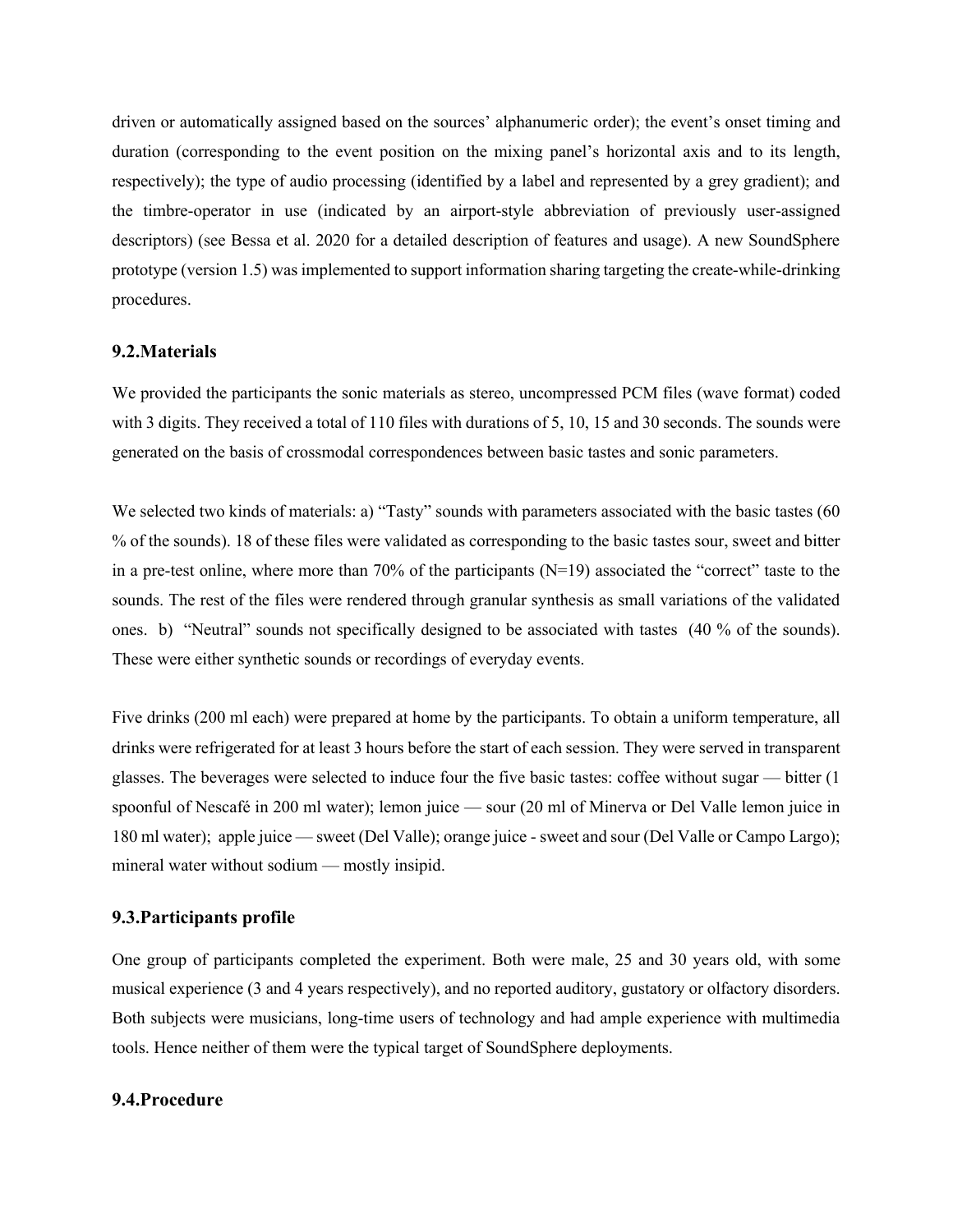driven or automatically assigned based on the sources' alphanumeric order); the event's onset timing and duration (corresponding to the event position on the mixing panel's horizontal axis and to its length, respectively); the type of audio processing (identified by a label and represented by a grey gradient); and the timbre-operator in use (indicated by an airport-style abbreviation of previously user-assigned descriptors) (see Bessa et al. 2020 for a detailed description of features and usage). A new SoundSphere prototype (version 1.5) was implemented to support information sharing targeting the create-while-drinking procedures.

## 9.2. Materials

We provided the participants the sonic materials as stereo, uncompressed PCM files (wave format) coded with 3 digits. They received a total of 110 files with durations of 5, 10, 15 and 30 seconds. The sounds were generated on the basis of crossmodal correspondences between basic tastes and sonic parameters.

We selected two kinds of materials: a) "Tasty" sounds with parameters associated with the basic tastes (60 % of the sounds). 18 of these files were validated as corresponding to the basic tastes sour, sweet and bitter in a pre-test online, where more than 70% of the participants (N=19) associated the "correct" taste to the sounds. The rest of the files were rendered through granular synthesis as small variations of the validated ones. b) "Neutral" sounds not specifically designed to be associated with tastes (40 % of the sounds). These were either synthetic sounds or recordings of everyday events.

Five drinks (200 ml each) were prepared at home by the participants. To obtain a uniform temperature, all drinks were refrigerated for at least 3 hours before the start of each session. They were served in transparent glasses. The beverages were selected to induce four the five basic tastes: coffee without sugar — bitter (1 spoonful of Nescafé in 200 ml water); lemon juice — sour (20 ml of Minerva or Del Valle lemon juice in 180 ml water); apple juice — sweet (Del Valle); orange juice - sweet and sour (Del Valle or Campo Largo); mineral water without sodium — mostly insipid.

## 9.3. Participants profile

One group of participants completed the experiment. Both were male, 25 and 30 years old, with some musical experience (3 and 4 years respectively), and no reported auditory, gustatory or olfactory disorders. Both subjects were musicians, long-time users of technology and had ample experience with multimedia tools. Hence neither of them were the typical target of SoundSphere deployments.

## 9.4. Procedure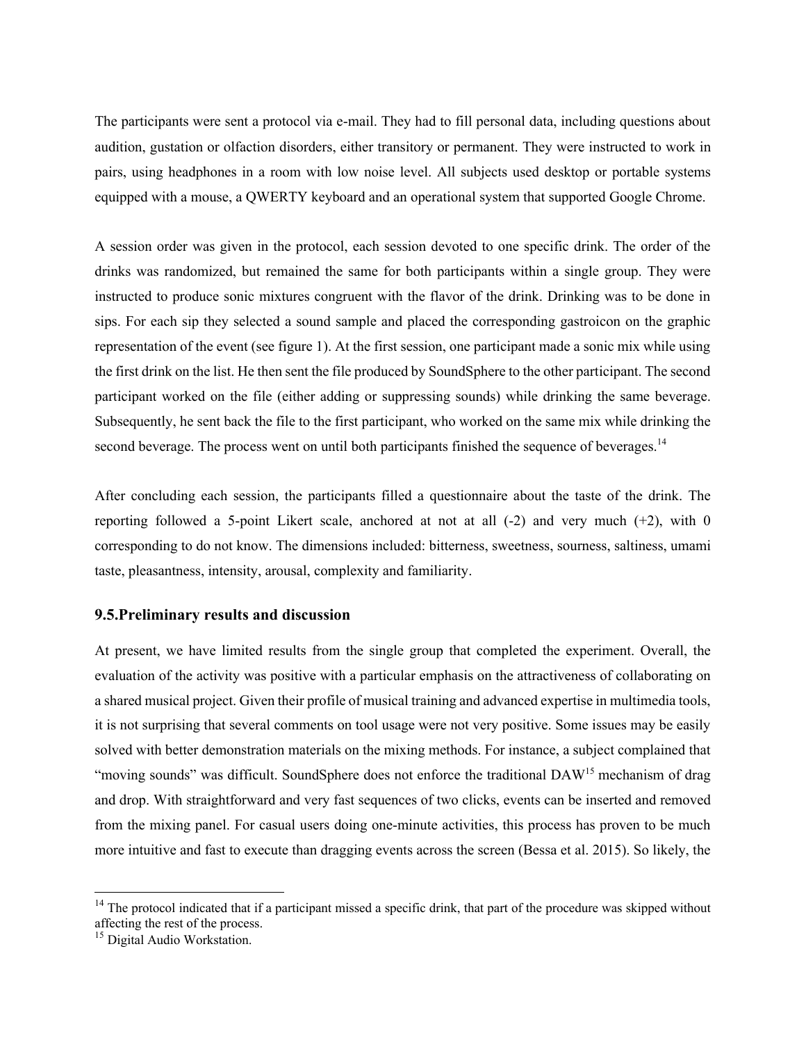The participants were sent a protocol via e-mail. They had to fill personal data, including questions about audition, gustation or olfaction disorders, either transitory or permanent. They were instructed to work in pairs, using headphones in a room with low noise level. All subjects used desktop or portable systems equipped with a mouse, a QWERTY keyboard and an operational system that supported Google Chrome.

A session order was given in the protocol, each session devoted to one specific drink. The order of the drinks was randomized, but remained the same for both participants within a single group. They were instructed to produce sonic mixtures congruent with the flavor of the drink. Drinking was to be done in sips. For each sip they selected a sound sample and placed the corresponding gastroicon on the graphic representation of the event (see figure 1). At the first session, one participant made a sonic mix while using the first drink on the list. He then sent the file produced by SoundSphere to the other participant. The second participant worked on the file (either adding or suppressing sounds) while drinking the same beverage. Subsequently, he sent back the file to the first participant, who worked on the same mix while drinking the second beverage. The process went on until both participants finished the sequence of beverages.[14]

After concluding each session, the participants filled a questionnaire about the taste of the drink. The reporting followed a 5-point Likert scale, anchored at not at all (-2) and very much (+2), with 0 corresponding to do not know. The dimensions included: bitterness, sweetness, sourness, saltiness, umami taste, pleasantness, intensity, arousal, complexity and familiarity.

### 9.5.Preliminary results and discussion

At present, we have limited results from the single group that completed the experiment. Overall, the evaluation of the activity was positive with a particular emphasis on the attractiveness of collaborating on a shared musical project. Given their profile of musical training and advanced expertise in multimedia tools, it is not surprising that several comments on tool usage were not very positive. Some issues may be easily solved with better demonstration materials on the mixing methods. For instance, a subject complained that "moving sounds" was difficult. SoundSphere does not enforce the traditional DAW[15] mechanism of drag and drop. With straightforward and very fast sequences of two clicks, events can be inserted and removed from the mixing panel. For casual users doing one-minute activities, this process has proven to be much more intuitive and fast to execute than dragging events across the screen (Bessa et al. 2015). So likely, the

---

[14] The protocol indicated that if a participant missed a specific drink, that part of the procedure was skipped without affecting the rest of the process.

[15] Digital Audio Workstation.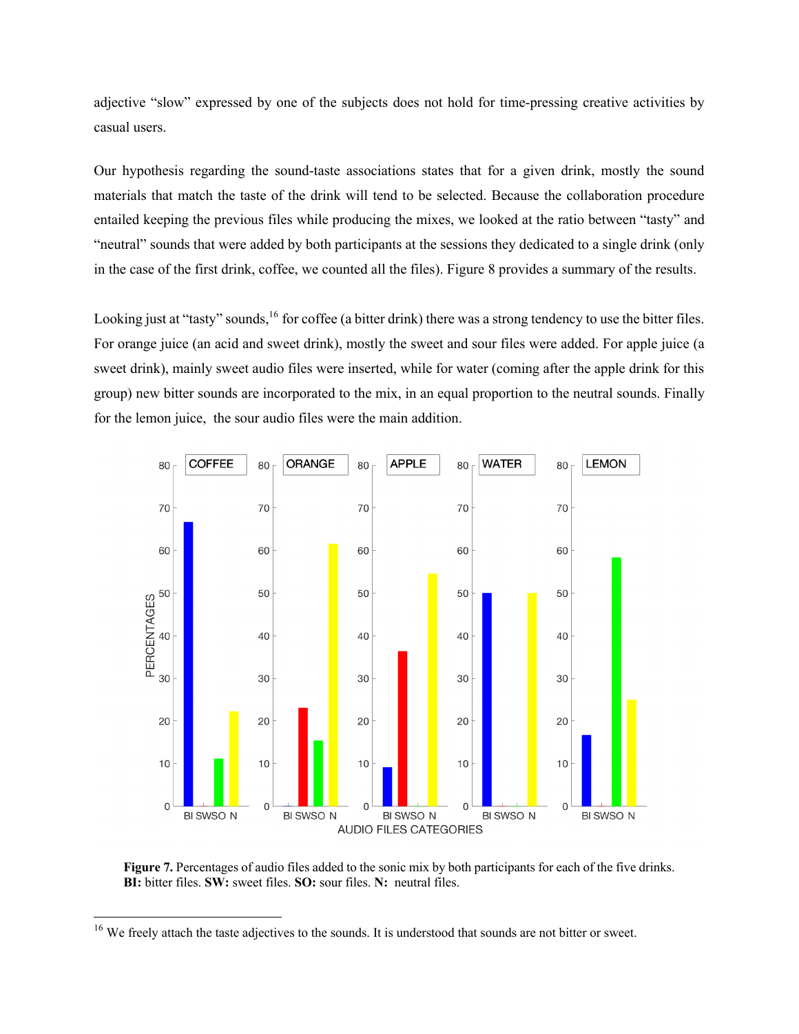adjective "slow" expressed by one of the subjects does not hold for time-pressing creative activities by casual users.

Our hypothesis regarding the sound-taste associations states that for a given drink, mostly the sound materials that match the taste of the drink will tend to be selected. Because the collaboration procedure entailed keeping the previous files while producing the mixes, we looked at the ratio between "tasty" and "neutral" sounds that were added by both participants at the sessions they dedicated to a single drink (only in the case of the first drink, coffee, we counted all the files). Figure 8 provides a summary of the results.

Looking just at "tasty" sounds,[16] for coffee (a bitter drink) there was a strong tendency to use the bitter files. For orange juice (an acid and sweet drink), mostly the sweet and sour files were added. For apple juice (a sweet drink), mainly sweet audio files were inserted, while for water (coming after the apple drink for this group) new bitter sounds are incorporated to the mix, in an equal proportion to the neutral sounds. Finally for the lemon juice, the sour audio files were the main addition.

**Figure 7.** Percentages of audio files added to the sonic mix by both participants for each of the five drinks. **BI:** bitter files. **SW:** sweet files. **SO:** sour files. **N:** neutral files.

[16] We freely attach the taste adjectives to the sounds. It is understood that sounds are not bitter or sweet.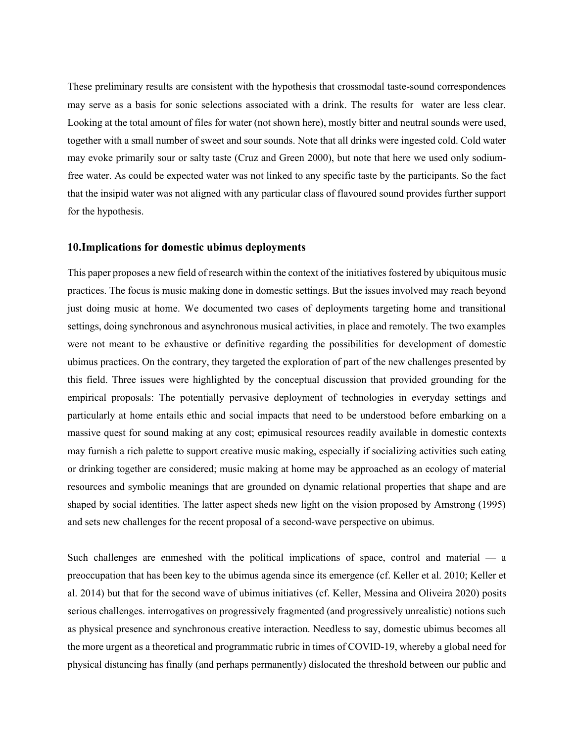These preliminary results are consistent with the hypothesis that crossmodal taste-sound correspondences may serve as a basis for sonic selections associated with a drink. The results for  water are less clear. Looking at the total amount of files for water (not shown here), mostly bitter and neutral sounds were used, together with a small number of sweet and sour sounds. Note that all drinks were ingested cold. Cold water may evoke primarily sour or salty taste (Cruz and Green 2000), but note that here we used only sodium-free water. As could be expected water was not linked to any specific taste by the participants. So the fact that the insipid water was not aligned with any particular class of flavoured sound provides further support for the hypothesis.

## 10.Implications for domestic ubimus deployments

This paper proposes a new field of research within the context of the initiatives fostered by ubiquitous music practices. The focus is music making done in domestic settings. But the issues involved may reach beyond just doing music at home. We documented two cases of deployments targeting home and transitional settings, doing synchronous and asynchronous musical activities, in place and remotely. The two examples were not meant to be exhaustive or definitive regarding the possibilities for development of domestic ubimus practices. On the contrary, they targeted the exploration of part of the new challenges presented by this field. Three issues were highlighted by the conceptual discussion that provided grounding for the empirical proposals: The potentially pervasive deployment of technologies in everyday settings and particularly at home entails ethic and social impacts that need to be understood before embarking on a massive quest for sound making at any cost; epimusical resources readily available in domestic contexts may furnish a rich palette to support creative music making, especially if socializing activities such eating or drinking together are considered; music making at home may be approached as an ecology of material resources and symbolic meanings that are grounded on dynamic relational properties that shape and are shaped by social identities. The latter aspect sheds new light on the vision proposed by Amstrong (1995) and sets new challenges for the recent proposal of a second-wave perspective on ubimus.

Such challenges are enmeshed with the political implications of space, control and material — a preoccupation that has been key to the ubimus agenda since its emergence (cf. Keller et al. 2010; Keller et al. 2014) but that for the second wave of ubimus initiatives (cf. Keller, Messina and Oliveira 2020) posits serious challenges. interrogatives on progressively fragmented (and progressively unrealistic) notions such as physical presence and synchronous creative interaction. Needless to say, domestic ubimus becomes all the more urgent as a theoretical and programmatic rubric in times of COVID-19, whereby a global need for physical distancing has finally (and perhaps permanently) dislocated the threshold between our public and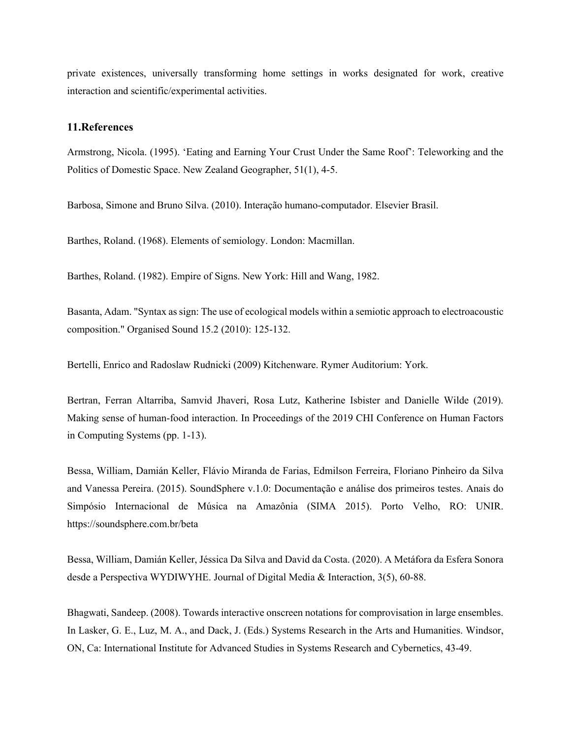private existences, universally transforming home settings in works designated for work, creative interaction and scientific/experimental activities.

## 11.References

Armstrong, Nicola. (1995). 'Eating and Earning Your Crust Under the Same Roof': Teleworking and the Politics of Domestic Space. New Zealand Geographer, 51(1), 4-5.

Barbosa, Simone and Bruno Silva. (2010). Interação humano-computador. Elsevier Brasil.

Barthes, Roland. (1968). Elements of semiology. London: Macmillan.

Barthes, Roland. (1982). Empire of Signs. New York: Hill and Wang, 1982.

Basanta, Adam. "Syntax as sign: The use of ecological models within a semiotic approach to electroacoustic composition." Organised Sound 15.2 (2010): 125-132.

Bertelli, Enrico and Radoslaw Rudnicki (2009) Kitchenware. Rymer Auditorium: York.

Bertran, Ferran Altarriba, Samvid Jhaveri, Rosa Lutz, Katherine Isbister and Danielle Wilde (2019). Making sense of human-food interaction. In Proceedings of the 2019 CHI Conference on Human Factors in Computing Systems (pp. 1-13).

Bessa, William, Damián Keller, Flávio Miranda de Farias, Edmilson Ferreira, Floriano Pinheiro da Silva and Vanessa Pereira. (2015). SoundSphere v.1.0: Documentação e análise dos primeiros testes. Anais do Simpósio Internacional de Música na Amazônia (SIMA 2015). Porto Velho, RO: UNIR. https://soundsphere.com.br/beta

Bessa, William, Damián Keller, Jéssica Da Silva and David da Costa. (2020). A Metáfora da Esfera Sonora desde a Perspectiva WYDIWYHE. Journal of Digital Media & Interaction, 3(5), 60-88.

Bhagwati, Sandeep. (2008). Towards interactive onscreen notations for comprovisation in large ensembles. In Lasker, G. E., Luz, M. A., and Dack, J. (Eds.) Systems Research in the Arts and Humanities. Windsor, ON, Ca: International Institute for Advanced Studies in Systems Research and Cybernetics, 43-49.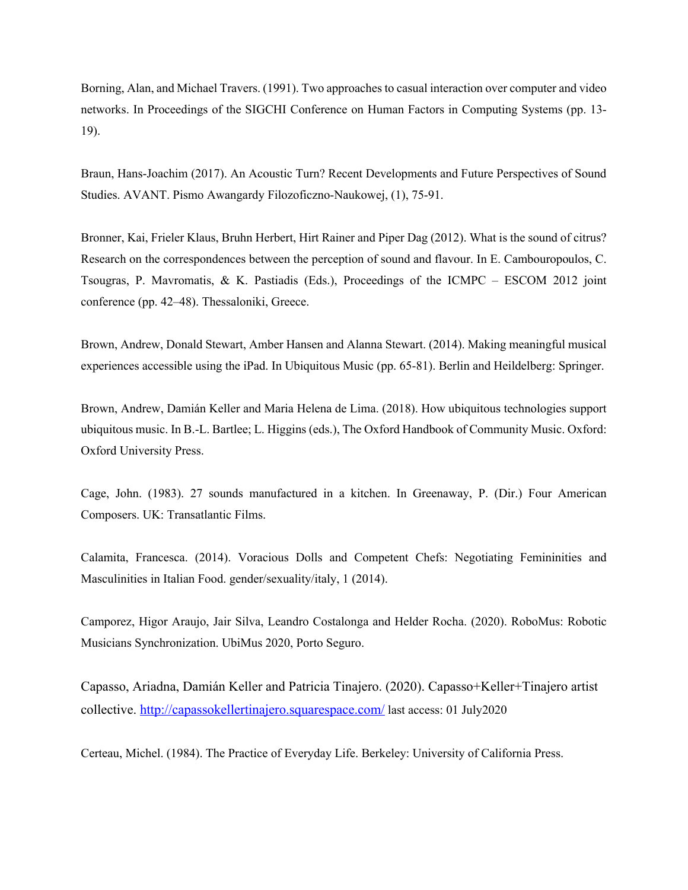Borning, Alan, and Michael Travers. (1991). Two approaches to casual interaction over computer and video networks. In Proceedings of the SIGCHI Conference on Human Factors in Computing Systems (pp. 13-19).

Braun, Hans-Joachim (2017). An Acoustic Turn? Recent Developments and Future Perspectives of Sound Studies. AVANT. Pismo Awangardy Filozoficzno-Naukowej, (1), 75-91.

Bronner, Kai, Frieler Klaus, Bruhn Herbert, Hirt Rainer and Piper Dag (2012). What is the sound of citrus? Research on the correspondences between the perception of sound and flavour. In E. Cambouropoulos, C. Tsougras, P. Mavromatis, & K. Pastiadis (Eds.), Proceedings of the ICMPC – ESCOM 2012 joint conference (pp. 42–48). Thessaloniki, Greece.

Brown, Andrew, Donald Stewart, Amber Hansen and Alanna Stewart. (2014). Making meaningful musical experiences accessible using the iPad. In Ubiquitous Music (pp. 65-81). Berlin and Heildelberg: Springer.

Brown, Andrew, Damián Keller and Maria Helena de Lima. (2018). How ubiquitous technologies support ubiquitous music. In B.-L. Bartlee; L. Higgins (eds.), The Oxford Handbook of Community Music. Oxford: Oxford University Press.

Cage, John. (1983). 27 sounds manufactured in a kitchen. In Greenaway, P. (Dir.) Four American Composers. UK: Transatlantic Films.

Calamita, Francesca. (2014). Voracious Dolls and Competent Chefs: Negotiating Femininities and Masculinities in Italian Food. gender/sexuality/italy, 1 (2014).

Camporez, Higor Araujo, Jair Silva, Leandro Costalonga and Helder Rocha. (2020). RoboMus: Robotic Musicians Synchronization. UbiMus 2020, Porto Seguro.

Capasso, Ariadna, Damián Keller and Patricia Tinajero. (2020). Capasso+Keller+Tinajero artist collective. [http://capassokellertinajero.squarespace.com/](http://capassokellertinajero.squarespace.com/) last access: 01 July2020

Certeau, Michel. (1984). The Practice of Everyday Life. Berkeley: University of California Press.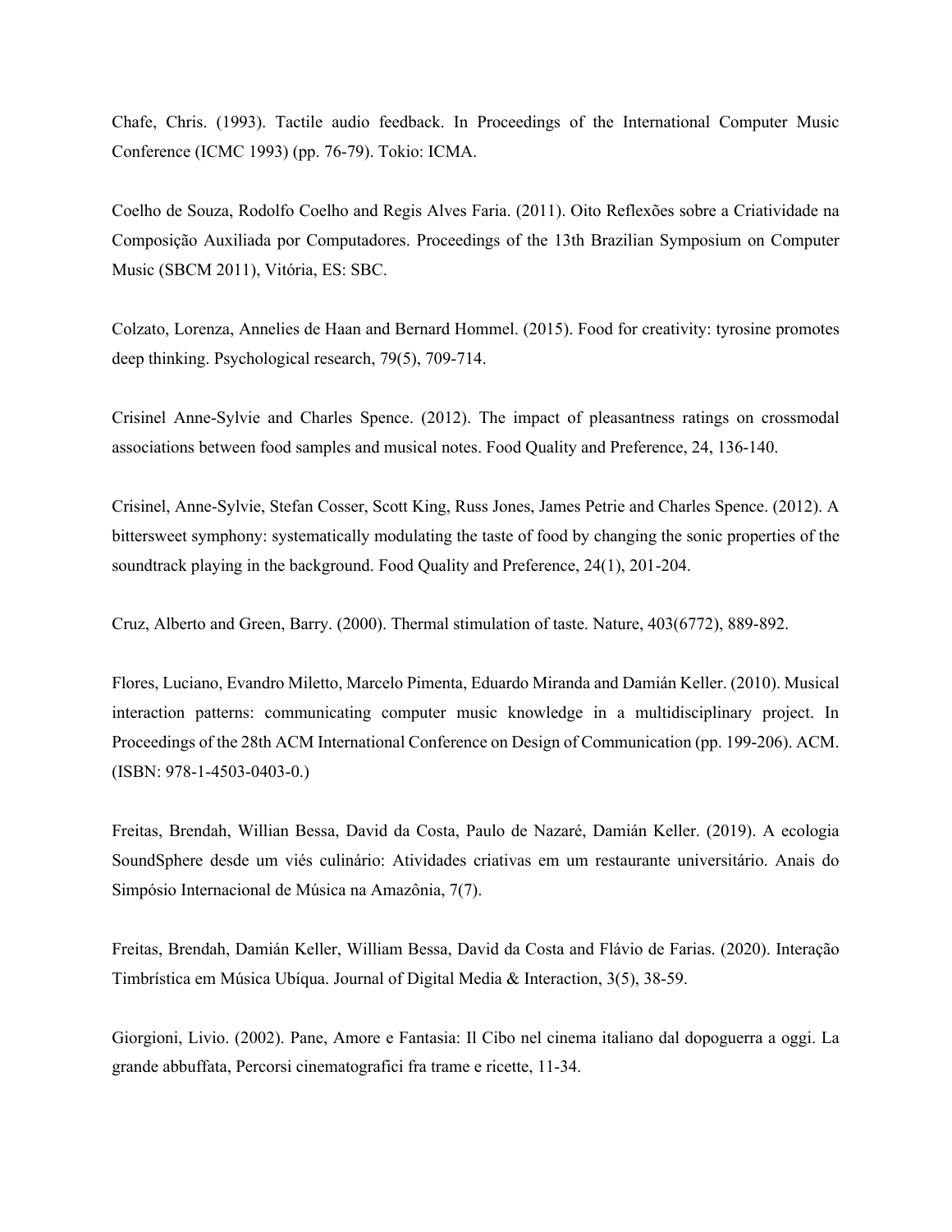Chafe, Chris. (1993). Tactile audio feedback. In Proceedings of the International Computer Music Conference (ICMC 1993) (pp. 76-79). Tokio: ICMA.

Coelho de Souza, Rodolfo Coelho and Regis Alves Faria. (2011). Oito Reflexões sobre a Criatividade na Composição Auxiliada por Computadores. Proceedings of the 13th Brazilian Symposium on Computer Music (SBCM 2011), Vitória, ES: SBC.

Colzato, Lorenza, Annelies de Haan and Bernard Hommel. (2015). Food for creativity: tyrosine promotes deep thinking. Psychological research, 79(5), 709-714.

Crisinel Anne-Sylvie and Charles Spence. (2012). The impact of pleasantness ratings on crossmodal associations between food samples and musical notes. Food Quality and Preference, 24, 136-140.

Crisinel, Anne-Sylvie, Stefan Cosser, Scott King, Russ Jones, James Petrie and Charles Spence. (2012). A bittersweet symphony: systematically modulating the taste of food by changing the sonic properties of the soundtrack playing in the background. Food Quality and Preference, 24(1), 201-204.

Cruz, Alberto and Green, Barry. (2000). Thermal stimulation of taste. Nature, 403(6772), 889-892.

Flores, Luciano, Evandro Miletto, Marcelo Pimenta, Eduardo Miranda and Damián Keller. (2010). Musical interaction patterns: communicating computer music knowledge in a multidisciplinary project. In Proceedings of the 28th ACM International Conference on Design of Communication (pp. 199-206). ACM. (ISBN: 978-1-4503-0403-0.)

Freitas, Brendah, Willian Bessa, David da Costa, Paulo de Nazaré, Damián Keller. (2019). A ecologia SoundSphere desde um viés culinário: Atividades criativas em um restaurante universitário. Anais do Simpósio Internacional de Música na Amazônia, 7(7).

Freitas, Brendah, Damián Keller, William Bessa, David da Costa and Flávio de Farias. (2020). Interação Timbrística em Música Ubíqua. Journal of Digital Media & Interaction, 3(5), 38-59.

Giorgioni, Livio. (2002). Pane, Amore e Fantasia: Il Cibo nel cinema italiano dal dopoguerra a oggi. La grande abbuffata, Percorsi cinematografici fra trame e ricette, 11-34.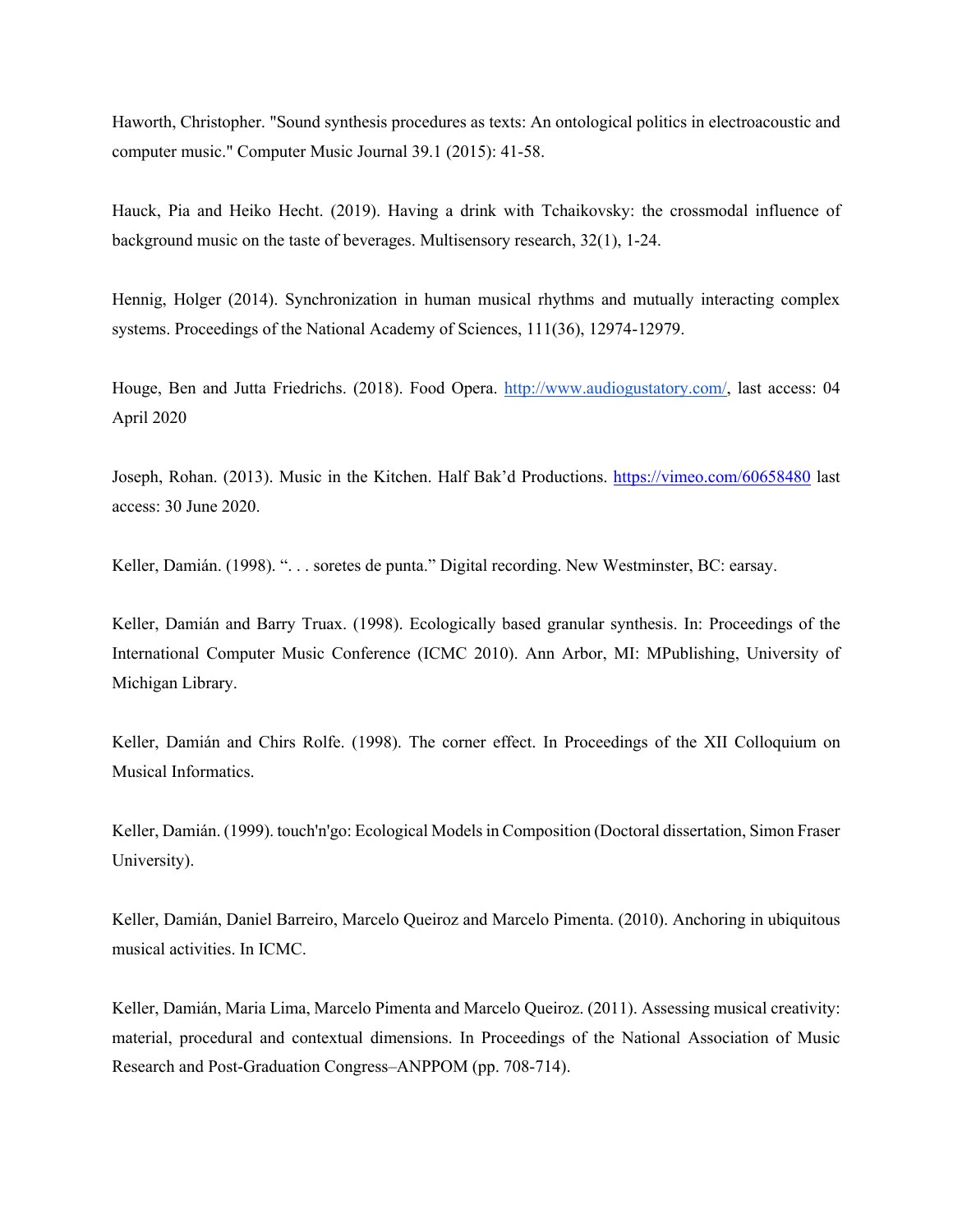Haworth, Christopher. "Sound synthesis procedures as texts: An ontological politics in electroacoustic and computer music." Computer Music Journal 39.1 (2015): 41-58.

Hauck, Pia and Heiko Hecht. (2019). Having a drink with Tchaikovsky: the crossmodal influence of background music on the taste of beverages. Multisensory research, 32(1), 1-24.

Hennig, Holger (2014). Synchronization in human musical rhythms and mutually interacting complex systems. Proceedings of the National Academy of Sciences, 111(36), 12974-12979.

Houge, Ben and Jutta Friedrichs. (2018). Food Opera. http://www.audiogustatory.com/, last access: 04 April 2020

Joseph, Rohan. (2013). Music in the Kitchen. Half Bak'd Productions. https://vimeo.com/60658480 last access: 30 June 2020.

Keller, Damián. (1998). ". . . soretes de punta." Digital recording. New Westminster, BC: earsay.

Keller, Damián and Barry Truax. (1998). Ecologically based granular synthesis. In: Proceedings of the International Computer Music Conference (ICMC 2010). Ann Arbor, MI: MPublishing, University of Michigan Library.

Keller, Damián and Chirs Rolfe. (1998). The corner effect. In Proceedings of the XII Colloquium on Musical Informatics.

Keller, Damián. (1999). touch'n'go: Ecological Models in Composition (Doctoral dissertation, Simon Fraser University).

Keller, Damián, Daniel Barreiro, Marcelo Queiroz and Marcelo Pimenta. (2010). Anchoring in ubiquitous musical activities. In ICMC.

Keller, Damián, Maria Lima, Marcelo Pimenta and Marcelo Queiroz. (2011). Assessing musical creativity: material, procedural and contextual dimensions. In Proceedings of the National Association of Music Research and Post-Graduation Congress–ANPPOM (pp. 708-714).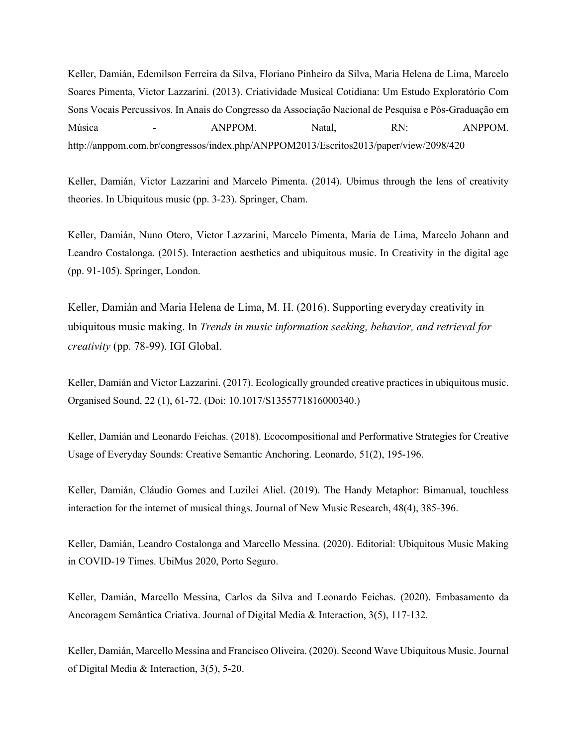Keller, Damián, Edemilson Ferreira da Silva, Floriano Pinheiro da Silva, Maria Helena de Lima, Marcelo Soares Pimenta, Victor Lazzarini. (2013). Criatividade Musical Cotidiana: Um Estudo Exploratório Com Sons Vocais Percussivos. In Anais do Congresso da Associação Nacional de Pesquisa e Pós-Graduação em Música - ANPPOM. Natal, RN: ANPPOM. http://anppom.com.br/congressos/index.php/ANPPOM2013/Escritos2013/paper/view/2098/420

Keller, Damián, Victor Lazzarini and Marcelo Pimenta. (2014). Ubimus through the lens of creativity theories. In Ubiquitous music (pp. 3-23). Springer, Cham.

Keller, Damián, Nuno Otero, Victor Lazzarini, Marcelo Pimenta, Maria de Lima, Marcelo Johann and Leandro Costalonga. (2015). Interaction aesthetics and ubiquitous music. In Creativity in the digital age (pp. 91-105). Springer, London.

Keller, Damián and Maria Helena de Lima, M. H. (2016). Supporting everyday creativity in ubiquitous music making. In *Trends in music information seeking, behavior, and retrieval for creativity* (pp. 78-99). IGI Global.

Keller, Damián and Victor Lazzarini. (2017). Ecologically grounded creative practices in ubiquitous music. Organised Sound, 22 (1), 61-72. (Doi: 10.1017/S1355771816000340.)

Keller, Damián and Leonardo Feichas. (2018). Ecocompositional and Performative Strategies for Creative Usage of Everyday Sounds: Creative Semantic Anchoring. Leonardo, 51(2), 195-196.

Keller, Damián, Cláudio Gomes and Luzilei Aliel. (2019). The Handy Metaphor: Bimanual, touchless interaction for the internet of musical things. Journal of New Music Research, 48(4), 385-396.

Keller, Damián, Leandro Costalonga and Marcello Messina. (2020). Editorial: Ubiquitous Music Making in COVID-19 Times. UbiMus 2020, Porto Seguro.

Keller, Damián, Marcello Messina, Carlos da Silva and Leonardo Feichas. (2020). Embasamento da Ancoragem Semântica Criativa. Journal of Digital Media & Interaction, 3(5), 117-132.

Keller, Damián, Marcello Messina and Francisco Oliveira. (2020). Second Wave Ubiquitous Music. Journal of Digital Media & Interaction, 3(5), 5-20.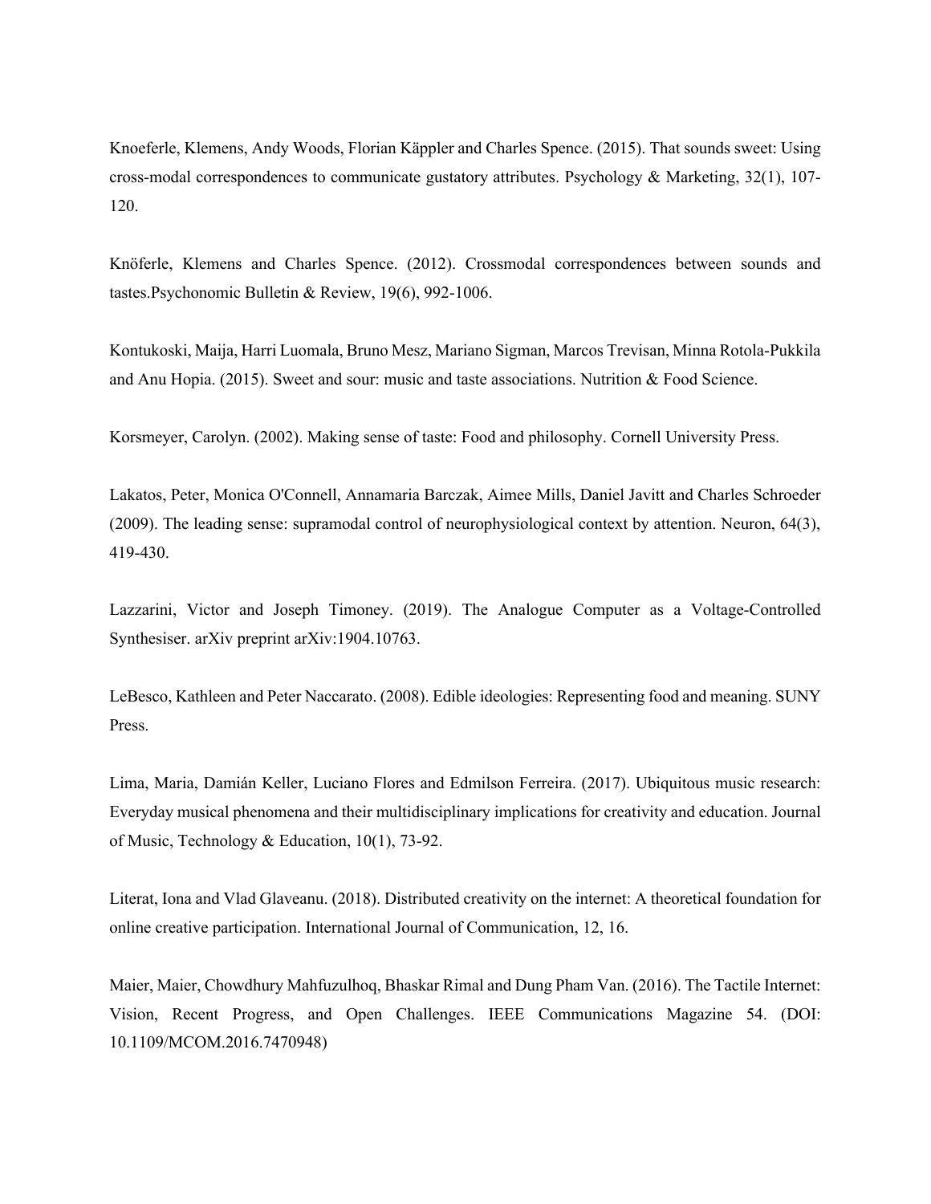Knoeferle, Klemens, Andy Woods, Florian Käppler and Charles Spence. (2015). That sounds sweet: Using cross-modal correspondences to communicate gustatory attributes. Psychology & Marketing, 32(1), 107-120.

Knöferle, Klemens and Charles Spence. (2012). Crossmodal correspondences between sounds and tastes.Psychonomic Bulletin & Review, 19(6), 992-1006.

Kontukoski, Maija, Harri Luomala, Bruno Mesz, Mariano Sigman, Marcos Trevisan, Minna Rotola-Pukkila and Anu Hopia. (2015). Sweet and sour: music and taste associations. Nutrition & Food Science.

Korsmeyer, Carolyn. (2002). Making sense of taste: Food and philosophy. Cornell University Press.

Lakatos, Peter, Monica O'Connell, Annamaria Barczak, Aimee Mills, Daniel Javitt and Charles Schroeder (2009). The leading sense: supramodal control of neurophysiological context by attention. Neuron, 64(3), 419-430.

Lazzarini, Victor and Joseph Timoney. (2019). The Analogue Computer as a Voltage-Controlled Synthesiser. arXiv preprint arXiv:1904.10763.

LeBesco, Kathleen and Peter Naccarato. (2008). Edible ideologies: Representing food and meaning. SUNY Press.

Lima, Maria, Damián Keller, Luciano Flores and Edmilson Ferreira. (2017). Ubiquitous music research: Everyday musical phenomena and their multidisciplinary implications for creativity and education. Journal of Music, Technology & Education, 10(1), 73-92.

Literat, Iona and Vlad Glaveanu. (2018). Distributed creativity on the internet: A theoretical foundation for online creative participation. International Journal of Communication, 12, 16.

Maier, Maier, Chowdhury Mahfuzulhoq, Bhaskar Rimal and Dung Pham Van. (2016). The Tactile Internet: Vision, Recent Progress, and Open Challenges. IEEE Communications Magazine 54. (DOI: 10.1109/MCOM.2016.7470948)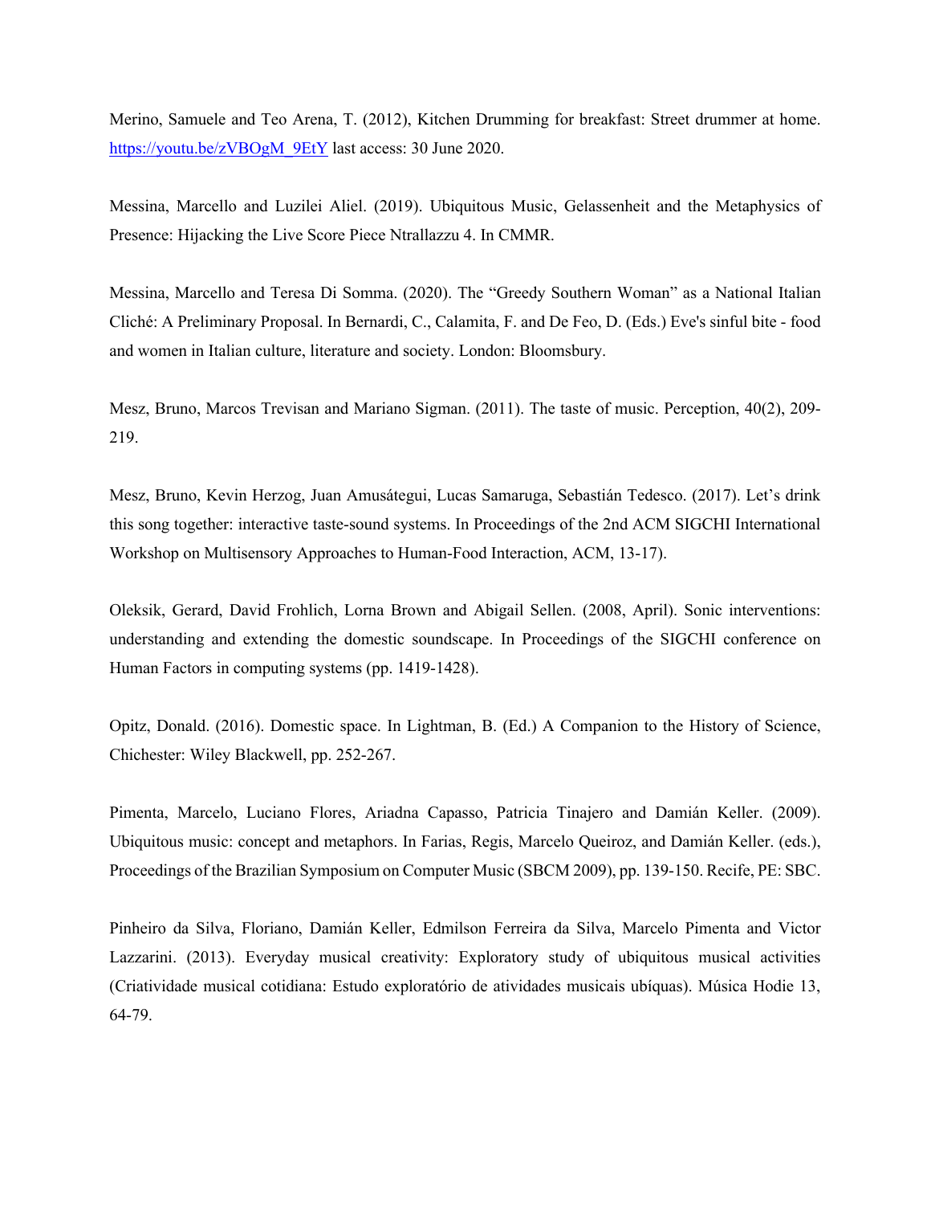Merino, Samuele and Teo Arena, T. (2012), Kitchen Drumming for breakfast: Street drummer at home. https://youtu.be/zVBOgM_9EtY last access: 30 June 2020.

Messina, Marcello and Luzilei Aliel. (2019). Ubiquitous Music, Gelassenheit and the Metaphysics of Presence: Hijacking the Live Score Piece Ntrallazzu 4. In CMMR.

Messina, Marcello and Teresa Di Somma. (2020). The "Greedy Southern Woman" as a National Italian Cliché: A Preliminary Proposal. In Bernardi, C., Calamita, F. and De Feo, D. (Eds.) Eve's sinful bite - food and women in Italian culture, literature and society. London: Bloomsbury.

Mesz, Bruno, Marcos Trevisan and Mariano Sigman. (2011). The taste of music. Perception, 40(2), 209-219.

Mesz, Bruno, Kevin Herzog, Juan Amusátegui, Lucas Samaruga, Sebastián Tedesco. (2017). Let's drink this song together: interactive taste-sound systems. In Proceedings of the 2nd ACM SIGCHI International Workshop on Multisensory Approaches to Human-Food Interaction, ACM, 13-17).

Oleksik, Gerard, David Frohlich, Lorna Brown and Abigail Sellen. (2008, April). Sonic interventions: understanding and extending the domestic soundscape. In Proceedings of the SIGCHI conference on Human Factors in computing systems (pp. 1419-1428).

Opitz, Donald. (2016). Domestic space. In Lightman, B. (Ed.) A Companion to the History of Science, Chichester: Wiley Blackwell, pp. 252-267.

Pimenta, Marcelo, Luciano Flores, Ariadna Capasso, Patricia Tinajero and Damián Keller. (2009). Ubiquitous music: concept and metaphors. In Farias, Regis, Marcelo Queiroz, and Damián Keller. (eds.), Proceedings of the Brazilian Symposium on Computer Music (SBCM 2009), pp. 139-150. Recife, PE: SBC.

Pinheiro da Silva, Floriano, Damián Keller, Edmilson Ferreira da Silva, Marcelo Pimenta and Victor Lazzarini. (2013). Everyday musical creativity: Exploratory study of ubiquitous musical activities (Criatividade musical cotidiana: Estudo exploratório de atividades musicais ubíquas). Música Hodie 13, 64-79.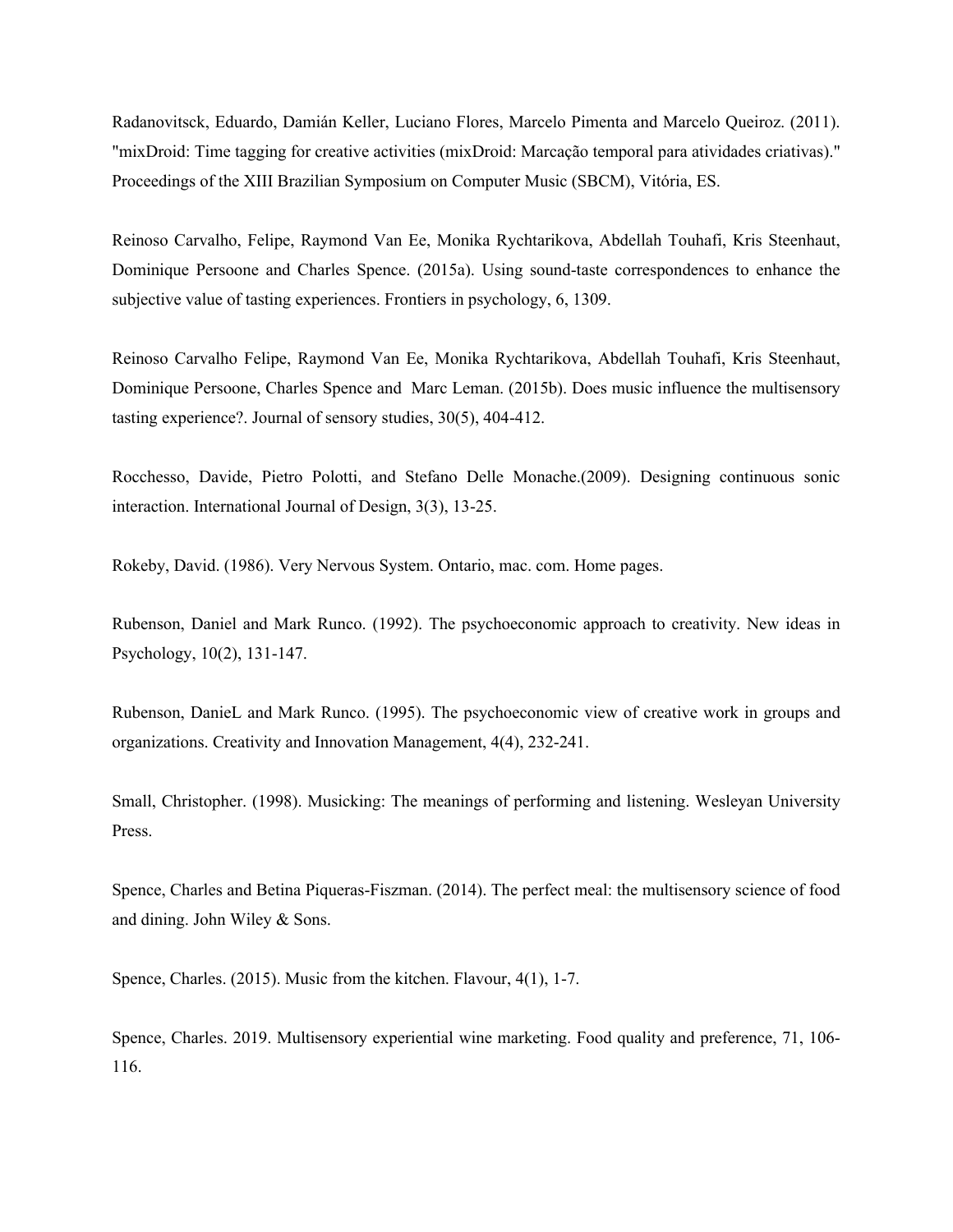Radanovitsck, Eduardo, Damián Keller, Luciano Flores, Marcelo Pimenta and Marcelo Queiroz. (2011). "mixDroid: Time tagging for creative activities (mixDroid: Marcação temporal para atividades criativas)." Proceedings of the XIII Brazilian Symposium on Computer Music (SBCM), Vitória, ES.

Reinoso Carvalho, Felipe, Raymond Van Ee, Monika Rychtarikova, Abdellah Touhafi, Kris Steenhaut, Dominique Persoone and Charles Spence. (2015a). Using sound-taste correspondences to enhance the subjective value of tasting experiences. Frontiers in psychology, 6, 1309.

Reinoso Carvalho Felipe, Raymond Van Ee, Monika Rychtarikova, Abdellah Touhafi, Kris Steenhaut, Dominique Persoone, Charles Spence and Marc Leman. (2015b). Does music influence the multisensory tasting experience?. Journal of sensory studies, 30(5), 404-412.

Rocchesso, Davide, Pietro Polotti, and Stefano Delle Monache.(2009). Designing continuous sonic interaction. International Journal of Design, 3(3), 13-25.

Rokeby, David. (1986). Very Nervous System. Ontario, mac. com. Home pages.

Rubenson, Daniel and Mark Runco. (1992). The psychoeconomic approach to creativity. New ideas in Psychology, 10(2), 131-147.

Rubenson, DanieL and Mark Runco. (1995). The psychoeconomic view of creative work in groups and organizations. Creativity and Innovation Management, 4(4), 232-241.

Small, Christopher. (1998). Musicking: The meanings of performing and listening. Wesleyan University Press.

Spence, Charles and Betina Piqueras-Fiszman. (2014). The perfect meal: the multisensory science of food and dining. John Wiley & Sons.

Spence, Charles. (2015). Music from the kitchen. Flavour, 4(1), 1-7.

Spence, Charles. 2019. Multisensory experiential wine marketing. Food quality and preference, 71, 106-116.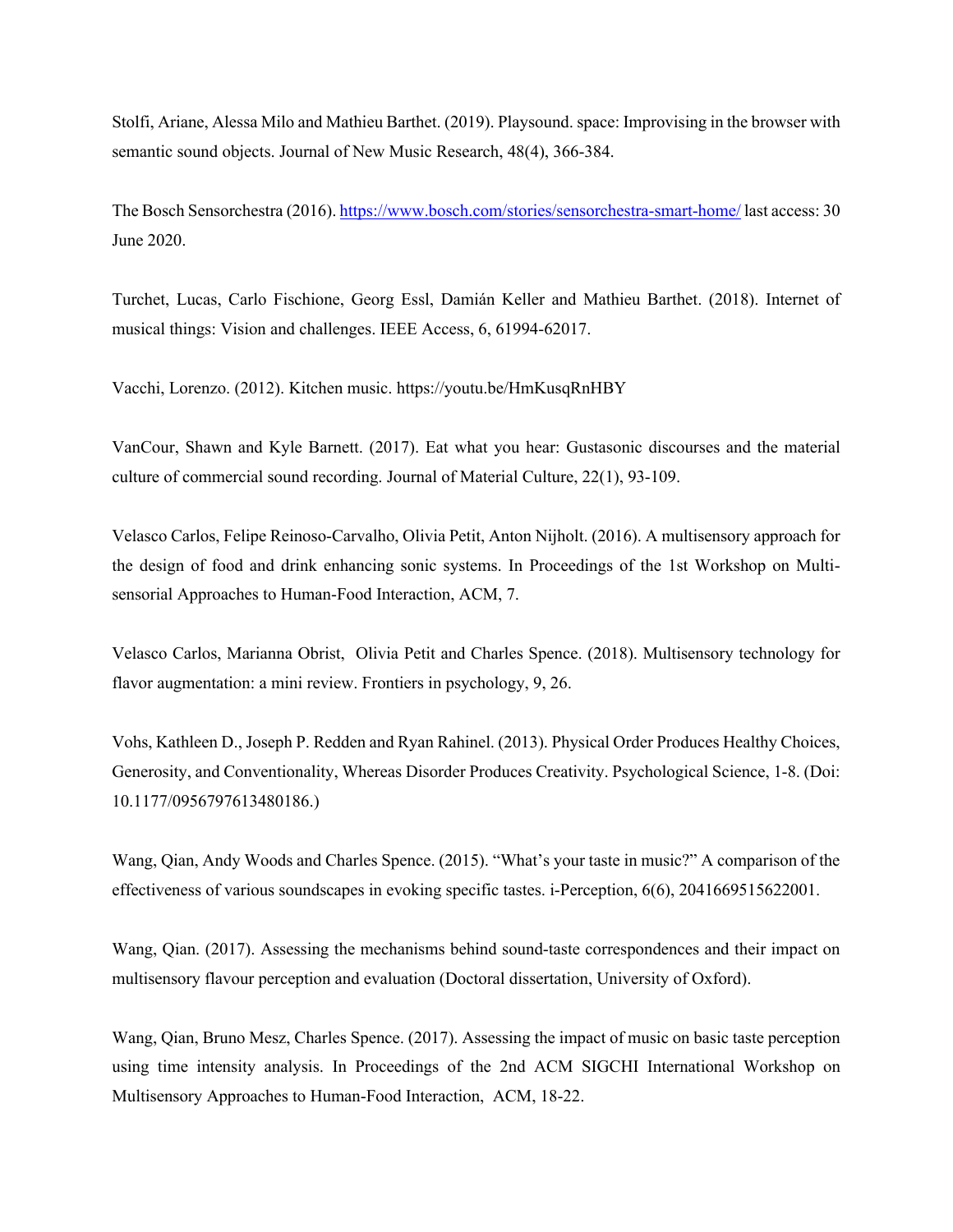Stolfi, Ariane, Alessa Milo and Mathieu Barthet. (2019). Playsound. space: Improvising in the browser with semantic sound objects. Journal of New Music Research, 48(4), 366-384.

The Bosch Sensorchestra (2016). https://www.bosch.com/stories/sensorchestra-smart-home/ last access: 30 June 2020.

Turchet, Lucas, Carlo Fischione, Georg Essl, Damián Keller and Mathieu Barthet. (2018). Internet of musical things: Vision and challenges. IEEE Access, 6, 61994-62017.

Vacchi, Lorenzo. (2012). Kitchen music. https://youtu.be/HmKusqRnHBY

VanCour, Shawn and Kyle Barnett. (2017). Eat what you hear: Gustasonic discourses and the material culture of commercial sound recording. Journal of Material Culture, 22(1), 93-109.

Velasco Carlos, Felipe Reinoso-Carvalho, Olivia Petit, Anton Nijholt. (2016). A multisensory approach for the design of food and drink enhancing sonic systems. In Proceedings of the 1st Workshop on Multi-sensorial Approaches to Human-Food Interaction, ACM, 7.

Velasco Carlos, Marianna Obrist, Olivia Petit and Charles Spence. (2018). Multisensory technology for flavor augmentation: a mini review. Frontiers in psychology, 9, 26.

Vohs, Kathleen D., Joseph P. Redden and Ryan Rahinel. (2013). Physical Order Produces Healthy Choices, Generosity, and Conventionality, Whereas Disorder Produces Creativity. Psychological Science, 1-8. (Doi: 10.1177/0956797613480186.)

Wang, Qian, Andy Woods and Charles Spence. (2015). "What's your taste in music?" A comparison of the effectiveness of various soundscapes in evoking specific tastes. i-Perception, 6(6), 2041669515622001.

Wang, Qian. (2017). Assessing the mechanisms behind sound-taste correspondences and their impact on multisensory flavour perception and evaluation (Doctoral dissertation, University of Oxford).

Wang, Qian, Bruno Mesz, Charles Spence. (2017). Assessing the impact of music on basic taste perception using time intensity analysis. In Proceedings of the 2nd ACM SIGCHI International Workshop on Multisensory Approaches to Human-Food Interaction, ACM, 18-22.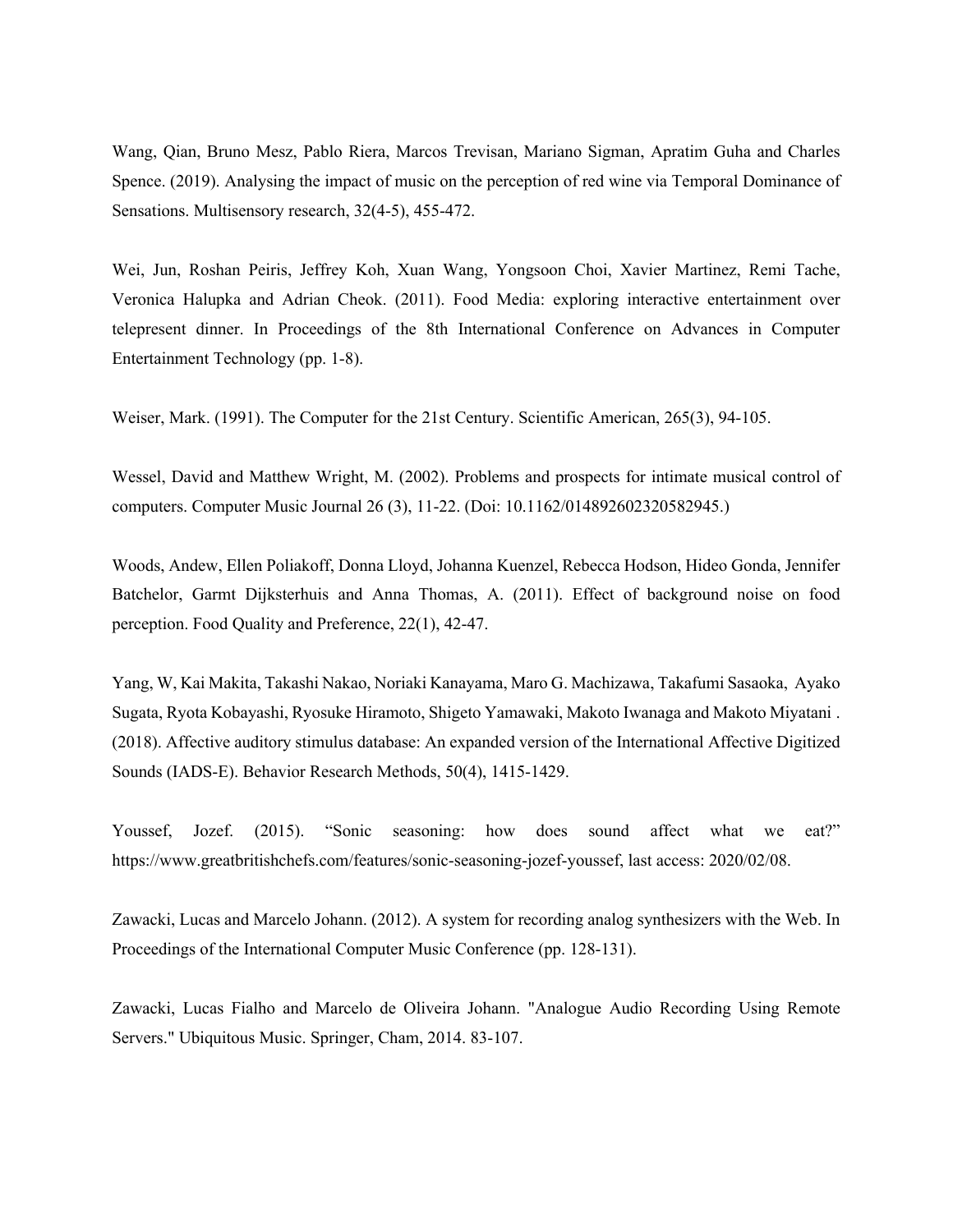Wang, Qian, Bruno Mesz, Pablo Riera, Marcos Trevisan, Mariano Sigman, Apratim Guha and Charles Spence. (2019). Analysing the impact of music on the perception of red wine via Temporal Dominance of Sensations. Multisensory research, 32(4-5), 455-472.

Wei, Jun, Roshan Peiris, Jeffrey Koh, Xuan Wang, Yongsoon Choi, Xavier Martinez, Remi Tache, Veronica Halupka and Adrian Cheok. (2011). Food Media: exploring interactive entertainment over telepresent dinner. In Proceedings of the 8th International Conference on Advances in Computer Entertainment Technology (pp. 1-8).

Weiser, Mark. (1991). The Computer for the 21st Century. Scientific American, 265(3), 94-105.

Wessel, David and Matthew Wright, M. (2002). Problems and prospects for intimate musical control of computers. Computer Music Journal 26 (3), 11-22. (Doi: 10.1162/014892602320582945.)

Woods, Andew, Ellen Poliakoff, Donna Lloyd, Johanna Kuenzel, Rebecca Hodson, Hideo Gonda, Jennifer Batchelor, Garmt Dijksterhuis and Anna Thomas, A. (2011). Effect of background noise on food perception. Food Quality and Preference, 22(1), 42-47.

Yang, W, Kai Makita, Takashi Nakao, Noriaki Kanayama, Maro G. Machizawa, Takafumi Sasaoka, Ayako Sugata, Ryota Kobayashi, Ryosuke Hiramoto, Shigeto Yamawaki, Makoto Iwanaga and Makoto Miyatani . (2018). Affective auditory stimulus database: An expanded version of the International Affective Digitized Sounds (IADS-E). Behavior Research Methods, 50(4), 1415-1429.

Youssef, Jozef. (2015). "Sonic seasoning: how does sound affect what we eat?" https://www.greatbritishchefs.com/features/sonic-seasoning-jozef-youssef, last access: 2020/02/08.

Zawacki, Lucas and Marcelo Johann. (2012). A system for recording analog synthesizers with the Web. In Proceedings of the International Computer Music Conference (pp. 128-131).

Zawacki, Lucas Fialho and Marcelo de Oliveira Johann. "Analogue Audio Recording Using Remote Servers." Ubiquitous Music. Springer, Cham, 2014. 83-107.